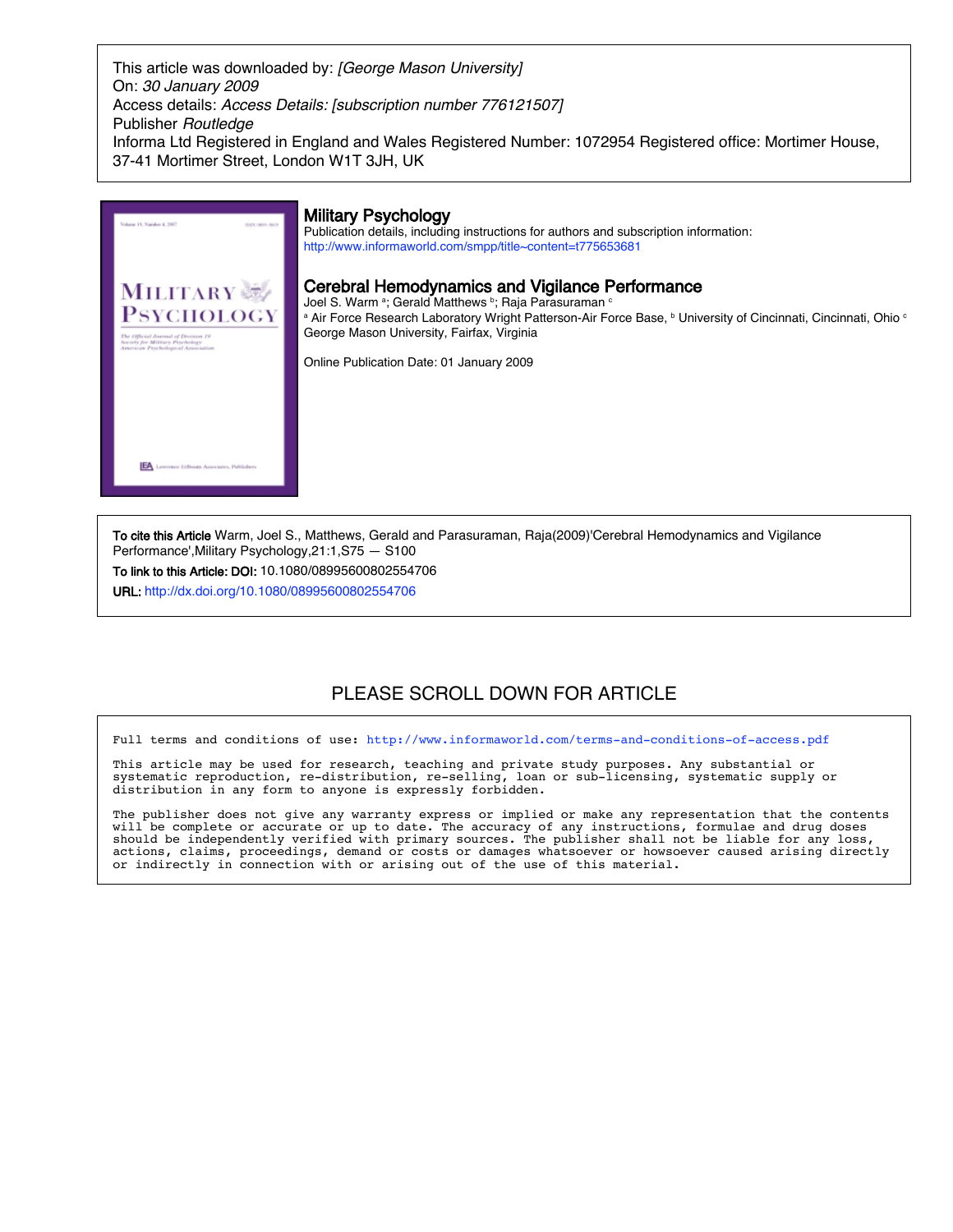This article was downloaded by: *[George Mason University]*
On: *30 January 2009*
Access details: *Access Details: [subscription number 776121507]*
Publisher *Routledge*
Informa Ltd Registered in England and Wales Registered Number: 1072954 Registered office: Mortimer House, 37-41 Mortimer Street, London W1T 3JH, UK

## Military Psychology

Publication details, including instructions for authors and subscription information:
http://www.informaworld.com/smpp/title~content=t775653681

# Cerebral Hemodynamics and Vigilance Performance

Joel S. Warm [a]; Gerald Matthews [b]; Raja Parasuraman [c]

[a] Air Force Research Laboratory Wright Patterson-Air Force Base, [b] University of Cincinnati, Cincinnati, Ohio [c] George Mason University, Fairfax, Virginia

Online Publication Date: 01 January 2009

**To cite this Article** Warm, Joel S., Matthews, Gerald and Parasuraman, Raja(2009)'Cerebral Hemodynamics and Vigilance Performance',Military Psychology,21:1,S75 — S100

**To link to this Article: DOI:** 10.1080/08995600802554706

**URL:** http://dx.doi.org/10.1080/08995600802554706

PLEASE SCROLL DOWN FOR ARTICLE

Full terms and conditions of use: http://www.informaworld.com/terms-and-conditions-of-access.pdf

This article may be used for research, teaching and private study purposes. Any substantial or systematic reproduction, re-distribution, re-selling, loan or sub-licensing, systematic supply or distribution in any form to anyone is expressly forbidden.

The publisher does not give any warranty express or implied or make any representation that the contents will be complete or accurate or up to date. The accuracy of any instructions, formulae and drug doses should be independently verified with primary sources. The publisher shall not be liable for any loss, actions, claims, proceedings, demand or costs or damages whatsoever or howsoever caused arising directly or indirectly in connection with or arising out of the use of this material.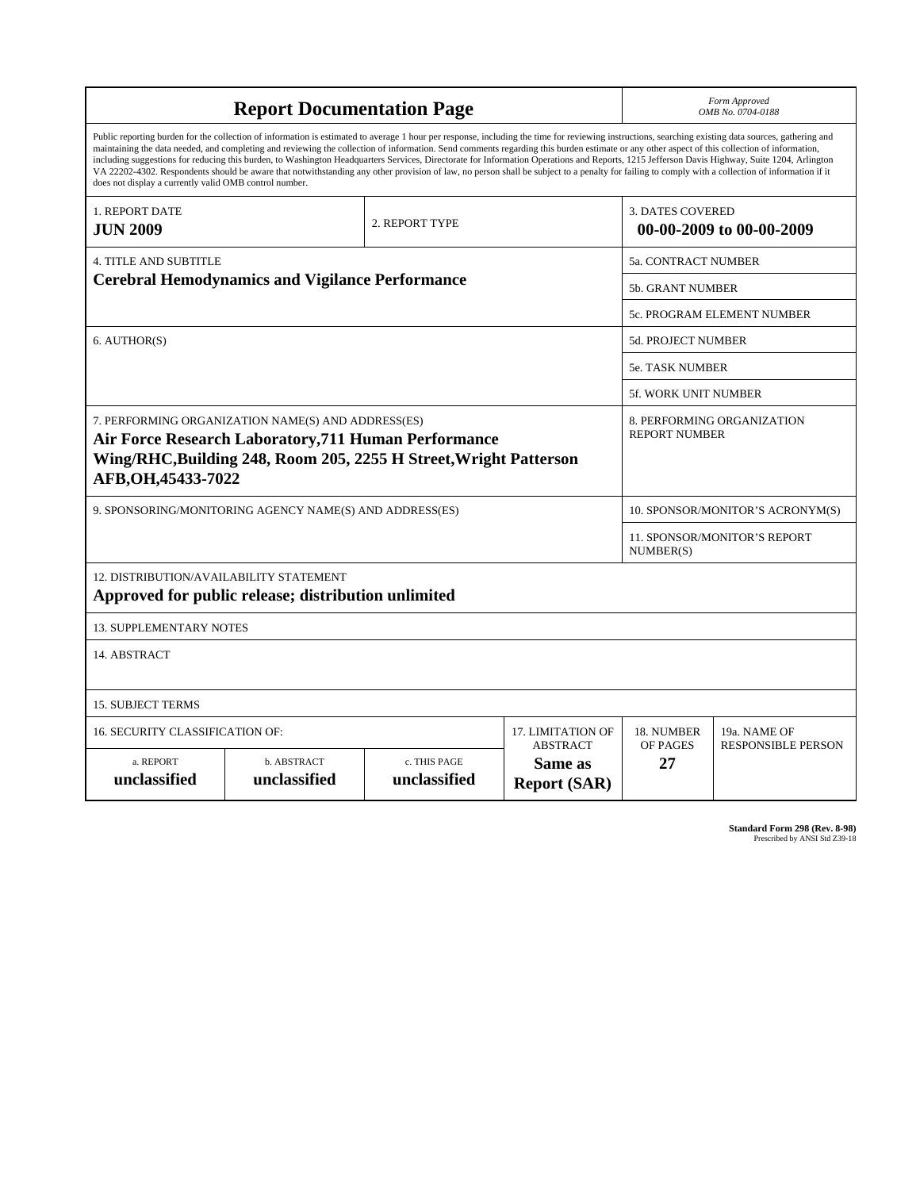# Report Documentation Page

*Form Approved*
*OMB No. 0704-0188*

Public reporting burden for the collection of information is estimated to average 1 hour per response, including the time for reviewing instructions, searching existing data sources, gathering and maintaining the data needed, and completing and reviewing the collection of information. Send comments regarding this burden estimate or any other aspect of this collection of information, including suggestions for reducing this burden, to Washington Headquarters Services, Directorate for Information Operations and Reports, 1215 Jefferson Davis Highway, Suite 1204, Arlington VA 22202-4302. Respondents should be aware that notwithstanding any other provision of law, no person shall be subject to a penalty for failing to comply with a collection of information if it does not display a currently valid OMB control number.

| 1. REPORT DATE | 2. REPORT TYPE | 3. DATES COVERED |
|---|---|---|
| **JUN 2009** | | **00-00-2009 to 00-00-2009** |

| 4. TITLE AND SUBTITLE | |
|---|---|
| **Cerebral Hemodynamics and Vigilance Performance** | 5a. CONTRACT NUMBER |
| | 5b. GRANT NUMBER |
| | 5c. PROGRAM ELEMENT NUMBER |
| 6. AUTHOR(S) | 5d. PROJECT NUMBER |
| | 5e. TASK NUMBER |
| | 5f. WORK UNIT NUMBER |
| 7. PERFORMING ORGANIZATION NAME(S) AND ADDRESS(ES) **Air Force Research Laboratory,711 Human Performance Wing/RHC,Building 248, Room 205, 2255 H Street,Wright Patterson AFB,OH,45433-7022** | 8. PERFORMING ORGANIZATION REPORT NUMBER |
| 9. SPONSORING/MONITORING AGENCY NAME(S) AND ADDRESS(ES) | 10. SPONSOR/MONITOR'S ACRONYM(S) |
| | 11. SPONSOR/MONITOR'S REPORT NUMBER(S) |

12. DISTRIBUTION/AVAILABILITY STATEMENT
**Approved for public release; distribution unlimited**

13. SUPPLEMENTARY NOTES

14. ABSTRACT

15. SUBJECT TERMS

| 16. SECURITY CLASSIFICATION OF: | | | 17. LIMITATION OF ABSTRACT | 18. NUMBER OF PAGES | 19a. NAME OF RESPONSIBLE PERSON |
|---|---|---|---|---|---|
| a. REPORT **unclassified** | b. ABSTRACT **unclassified** | c. THIS PAGE **unclassified** | **Same as Report (SAR)** | **27** | |

**Standard Form 298 (Rev. 8-98)**
Prescribed by ANSI Std Z39-18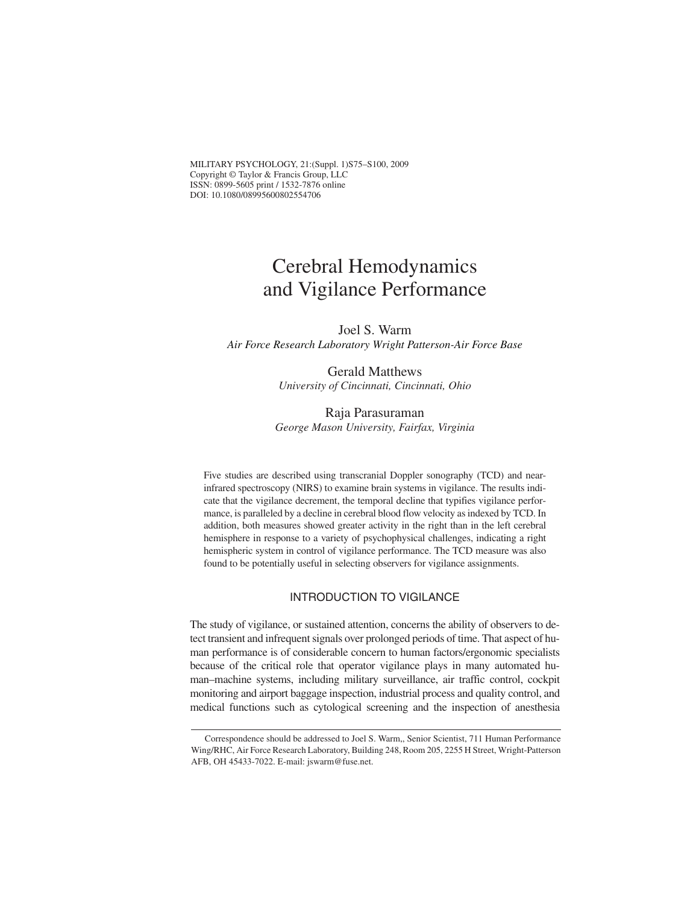MILITARY PSYCHOLOGY, 21:(Suppl. 1)S75–S100, 2009
Copyright © Taylor & Francis Group, LLC
ISSN: 0899-5605 print / 1532-7876 online
DOI: 10.1080/08995600802554706

# Cerebral Hemodynamics and Vigilance Performance

Joel S. Warm
*Air Force Research Laboratory Wright Patterson-Air Force Base*

Gerald Matthews
*University of Cincinnati, Cincinnati, Ohio*

Raja Parasuraman
*George Mason University, Fairfax, Virginia*

Five studies are described using transcranial Doppler sonography (TCD) and near-infrared spectroscopy (NIRS) to examine brain systems in vigilance. The results indicate that the vigilance decrement, the temporal decline that typifies vigilance performance, is paralleled by a decline in cerebral blood flow velocity as indexed by TCD. In addition, both measures showed greater activity in the right than in the left cerebral hemisphere in response to a variety of psychophysical challenges, indicating a right hemispheric system in control of vigilance performance. The TCD measure was also found to be potentially useful in selecting observers for vigilance assignments.

## INTRODUCTION TO VIGILANCE

The study of vigilance, or sustained attention, concerns the ability of observers to detect transient and infrequent signals over prolonged periods of time. That aspect of human performance is of considerable concern to human factors/ergonomic specialists because of the critical role that operator vigilance plays in many automated human–machine systems, including military surveillance, air traffic control, cockpit monitoring and airport baggage inspection, industrial process and quality control, and medical functions such as cytological screening and the inspection of anesthesia

Correspondence should be addressed to Joel S. Warm,, Senior Scientist, 711 Human Performance Wing/RHC, Air Force Research Laboratory, Building 248, Room 205, 2255 H Street, Wright-Patterson AFB, OH 45433-7022. E-mail: jswarm@fuse.net.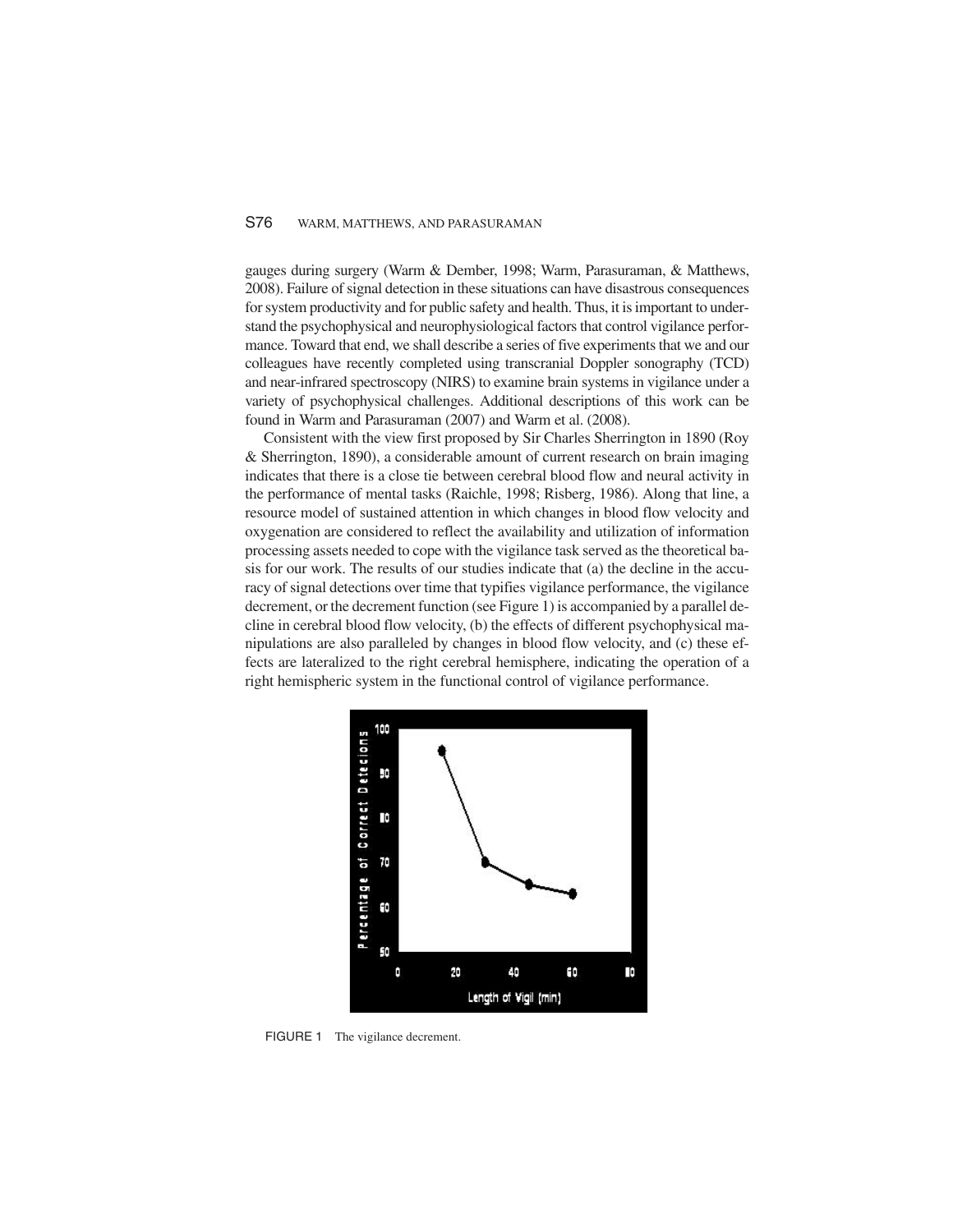gauges during surgery (Warm & Dember, 1998; Warm, Parasuraman, & Matthews, 2008). Failure of signal detection in these situations can have disastrous consequences for system productivity and for public safety and health. Thus, it is important to understand the psychophysical and neurophysiological factors that control vigilance performance. Toward that end, we shall describe a series of five experiments that we and our colleagues have recently completed using transcranial Doppler sonography (TCD) and near-infrared spectroscopy (NIRS) to examine brain systems in vigilance under a variety of psychophysical challenges. Additional descriptions of this work can be found in Warm and Parasuraman (2007) and Warm et al. (2008).

Consistent with the view first proposed by Sir Charles Sherrington in 1890 (Roy & Sherrington, 1890), a considerable amount of current research on brain imaging indicates that there is a close tie between cerebral blood flow and neural activity in the performance of mental tasks (Raichle, 1998; Risberg, 1986). Along that line, a resource model of sustained attention in which changes in blood flow velocity and oxygenation are considered to reflect the availability and utilization of information processing assets needed to cope with the vigilance task served as the theoretical basis for our work. The results of our studies indicate that (a) the decline in the accuracy of signal detections over time that typifies vigilance performance, the vigilance decrement, or the decrement function (see Figure 1) is accompanied by a parallel decline in cerebral blood flow velocity, (b) the effects of different psychophysical manipulations are also paralleled by changes in blood flow velocity, and (c) these effects are lateralized to the right cerebral hemisphere, indicating the operation of a right hemispheric system in the functional control of vigilance performance.

FIGURE 1 The vigilance decrement.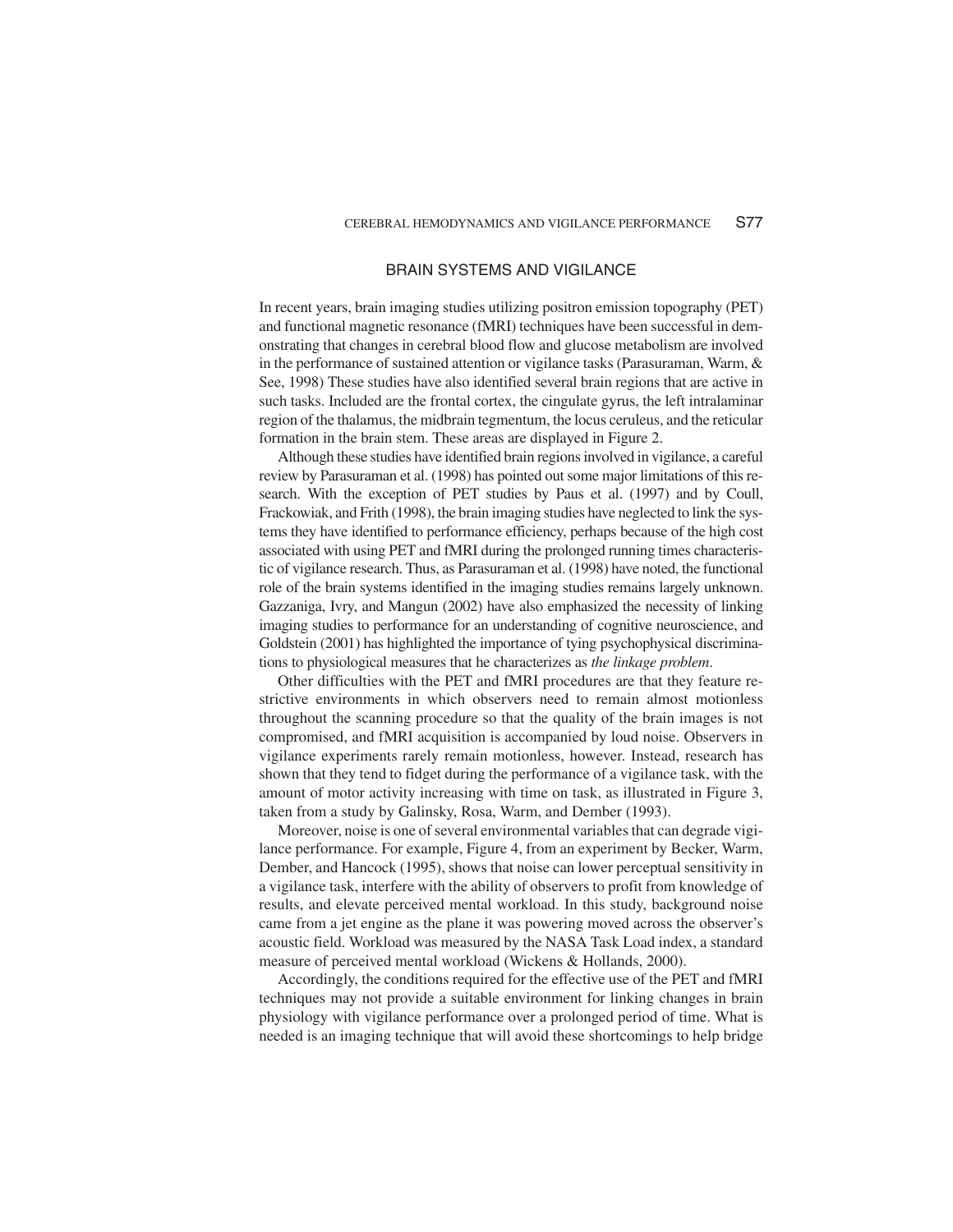## BRAIN SYSTEMS AND VIGILANCE

In recent years, brain imaging studies utilizing positron emission topography (PET) and functional magnetic resonance (fMRI) techniques have been successful in demonstrating that changes in cerebral blood flow and glucose metabolism are involved in the performance of sustained attention or vigilance tasks (Parasuraman, Warm, & See, 1998) These studies have also identified several brain regions that are active in such tasks. Included are the frontal cortex, the cingulate gyrus, the left intralaminar region of the thalamus, the midbrain tegmentum, the locus ceruleus, and the reticular formation in the brain stem. These areas are displayed in Figure 2.

Although these studies have identified brain regions involved in vigilance, a careful review by Parasuraman et al. (1998) has pointed out some major limitations of this research. With the exception of PET studies by Paus et al. (1997) and by Coull, Frackowiak, and Frith (1998), the brain imaging studies have neglected to link the systems they have identified to performance efficiency, perhaps because of the high cost associated with using PET and fMRI during the prolonged running times characteristic of vigilance research. Thus, as Parasuraman et al. (1998) have noted, the functional role of the brain systems identified in the imaging studies remains largely unknown. Gazzaniga, Ivry, and Mangun (2002) have also emphasized the necessity of linking imaging studies to performance for an understanding of cognitive neuroscience, and Goldstein (2001) has highlighted the importance of tying psychophysical discriminations to physiological measures that he characterizes as *the linkage problem*.

Other difficulties with the PET and fMRI procedures are that they feature restrictive environments in which observers need to remain almost motionless throughout the scanning procedure so that the quality of the brain images is not compromised, and fMRI acquisition is accompanied by loud noise. Observers in vigilance experiments rarely remain motionless, however. Instead, research has shown that they tend to fidget during the performance of a vigilance task, with the amount of motor activity increasing with time on task, as illustrated in Figure 3, taken from a study by Galinsky, Rosa, Warm, and Dember (1993).

Moreover, noise is one of several environmental variables that can degrade vigilance performance. For example, Figure 4, from an experiment by Becker, Warm, Dember, and Hancock (1995), shows that noise can lower perceptual sensitivity in a vigilance task, interfere with the ability of observers to profit from knowledge of results, and elevate perceived mental workload. In this study, background noise came from a jet engine as the plane it was powering moved across the observer's acoustic field. Workload was measured by the NASA Task Load index, a standard measure of perceived mental workload (Wickens & Hollands, 2000).

Accordingly, the conditions required for the effective use of the PET and fMRI techniques may not provide a suitable environment for linking changes in brain physiology with vigilance performance over a prolonged period of time. What is needed is an imaging technique that will avoid these shortcomings to help bridge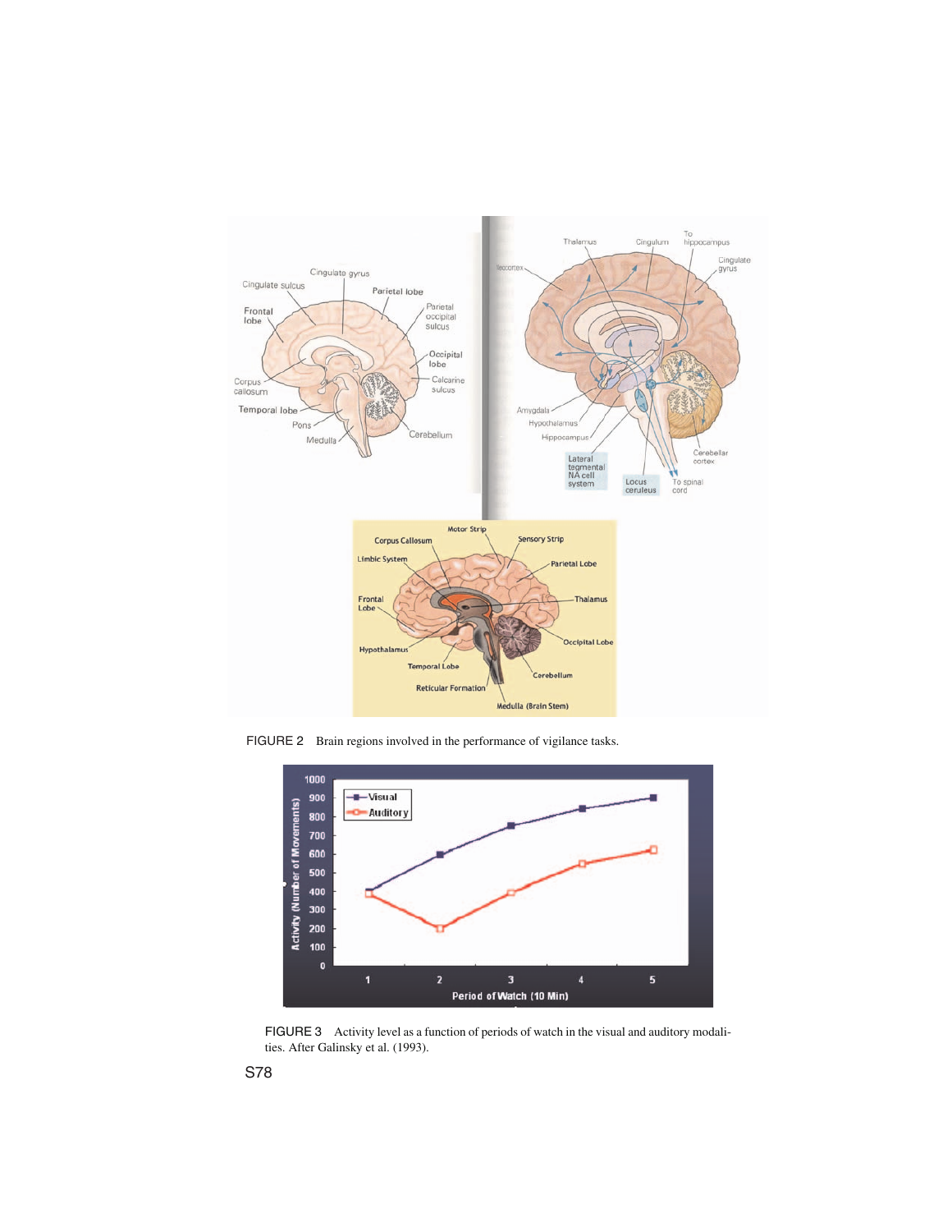FIGURE 2 Brain regions involved in the performance of vigilance tasks.

FIGURE 3 Activity level as a function of periods of watch in the visual and auditory modalities. After Galinsky et al. (1993).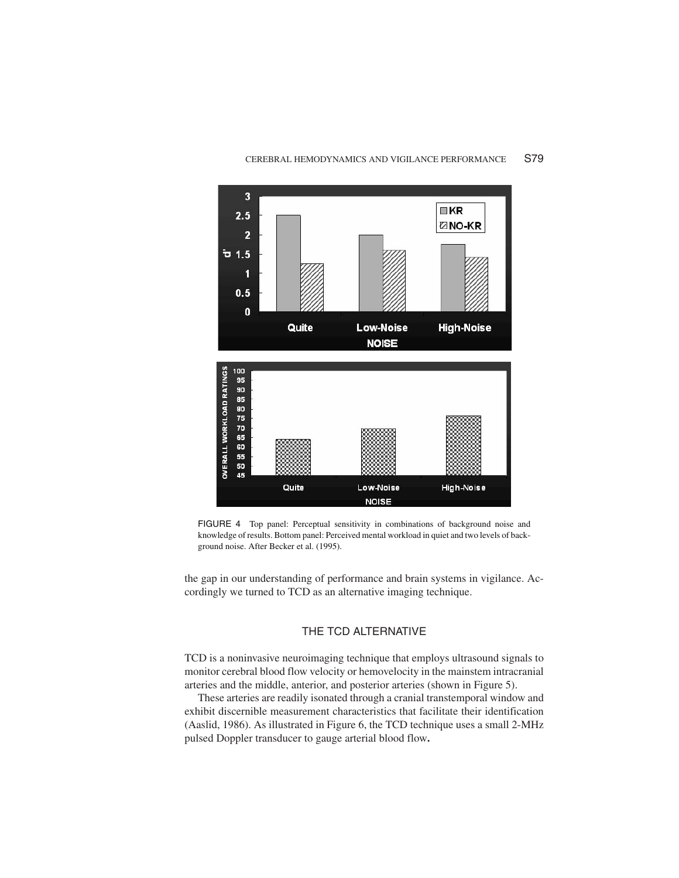FIGURE 4 Top panel: Perceptual sensitivity in combinations of background noise and knowledge of results. Bottom panel: Perceived mental workload in quiet and two levels of background noise. After Becker et al. (1995).

the gap in our understanding of performance and brain systems in vigilance. Accordingly we turned to TCD as an alternative imaging technique.

## THE TCD ALTERNATIVE

TCD is a noninvasive neuroimaging technique that employs ultrasound signals to monitor cerebral blood flow velocity or hemovelocity in the mainstem intracranial arteries and the middle, anterior, and posterior arteries (shown in Figure 5).

These arteries are readily isonated through a cranial transtemporal window and exhibit discernible measurement characteristics that facilitate their identification (Aaslid, 1986). As illustrated in Figure 6, the TCD technique uses a small 2-MHz pulsed Doppler transducer to gauge arterial blood flow.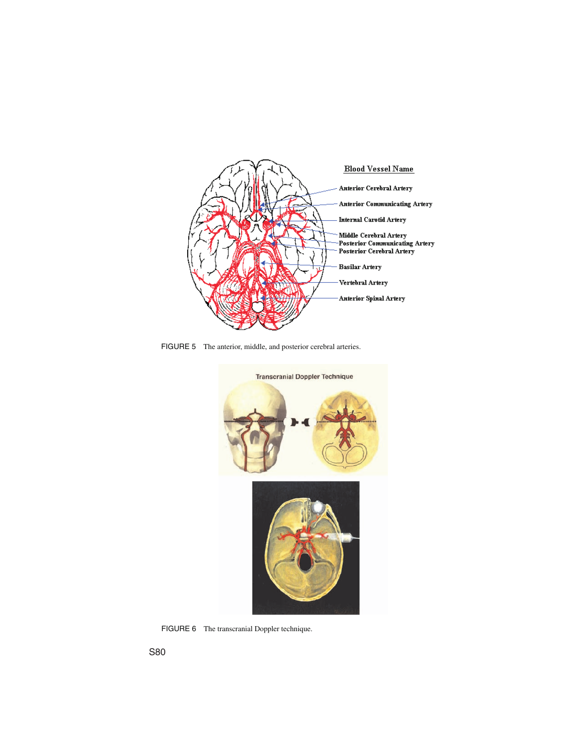FIGURE 5 The anterior, middle, and posterior cerebral arteries.

FIGURE 6 The transcranial Doppler technique.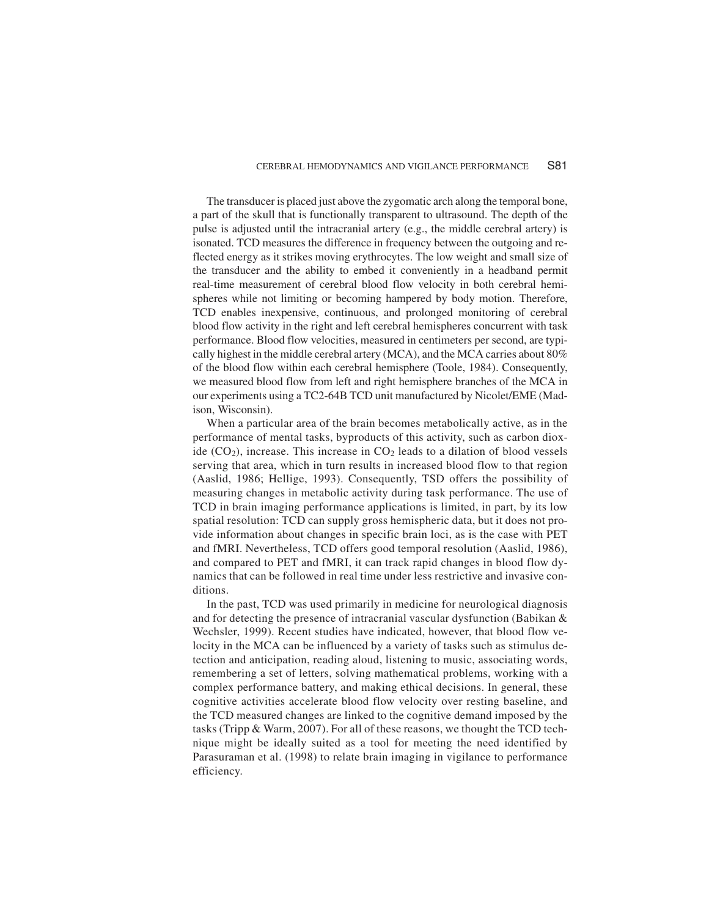The transducer is placed just above the zygomatic arch along the temporal bone, a part of the skull that is functionally transparent to ultrasound. The depth of the pulse is adjusted until the intracranial artery (e.g., the middle cerebral artery) is isonated. TCD measures the difference in frequency between the outgoing and reflected energy as it strikes moving erythrocytes. The low weight and small size of the transducer and the ability to embed it conveniently in a headband permit real-time measurement of cerebral blood flow velocity in both cerebral hemispheres while not limiting or becoming hampered by body motion. Therefore, TCD enables inexpensive, continuous, and prolonged monitoring of cerebral blood flow activity in the right and left cerebral hemispheres concurrent with task performance. Blood flow velocities, measured in centimeters per second, are typically highest in the middle cerebral artery (MCA), and the MCA carries about 80% of the blood flow within each cerebral hemisphere (Toole, 1984). Consequently, we measured blood flow from left and right hemisphere branches of the MCA in our experiments using a TC2-64B TCD unit manufactured by Nicolet/EME (Madison, Wisconsin).

When a particular area of the brain becomes metabolically active, as in the performance of mental tasks, byproducts of this activity, such as carbon dioxide ($CO_2$), increase. This increase in $CO_2$ leads to a dilation of blood vessels serving that area, which in turn results in increased blood flow to that region (Aaslid, 1986; Hellige, 1993). Consequently, TSD offers the possibility of measuring changes in metabolic activity during task performance. The use of TCD in brain imaging performance applications is limited, in part, by its low spatial resolution: TCD can supply gross hemispheric data, but it does not provide information about changes in specific brain loci, as is the case with PET and fMRI. Nevertheless, TCD offers good temporal resolution (Aaslid, 1986), and compared to PET and fMRI, it can track rapid changes in blood flow dynamics that can be followed in real time under less restrictive and invasive conditions.

In the past, TCD was used primarily in medicine for neurological diagnosis and for detecting the presence of intracranial vascular dysfunction (Babikan & Wechsler, 1999). Recent studies have indicated, however, that blood flow velocity in the MCA can be influenced by a variety of tasks such as stimulus detection and anticipation, reading aloud, listening to music, associating words, remembering a set of letters, solving mathematical problems, working with a complex performance battery, and making ethical decisions. In general, these cognitive activities accelerate blood flow velocity over resting baseline, and the TCD measured changes are linked to the cognitive demand imposed by the tasks (Tripp & Warm, 2007). For all of these reasons, we thought the TCD technique might be ideally suited as a tool for meeting the need identified by Parasuraman et al. (1998) to relate brain imaging in vigilance to performance efficiency.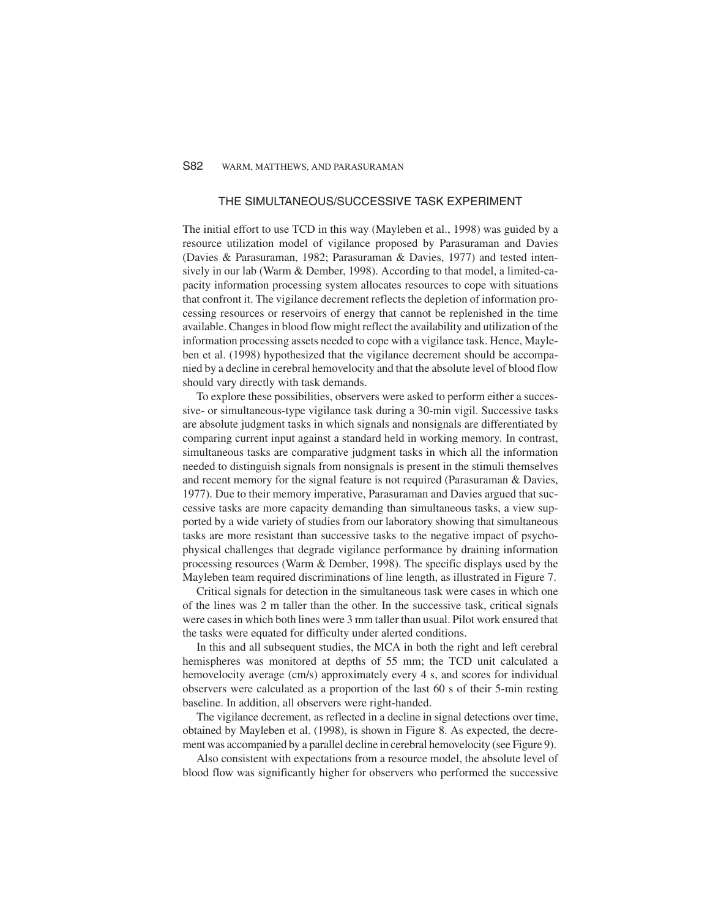## THE SIMULTANEOUS/SUCCESSIVE TASK EXPERIMENT

The initial effort to use TCD in this way (Mayleben et al., 1998) was guided by a resource utilization model of vigilance proposed by Parasuraman and Davies (Davies & Parasuraman, 1982; Parasuraman & Davies, 1977) and tested intensively in our lab (Warm & Dember, 1998). According to that model, a limited-capacity information processing system allocates resources to cope with situations that confront it. The vigilance decrement reflects the depletion of information processing resources or reservoirs of energy that cannot be replenished in the time available. Changes in blood flow might reflect the availability and utilization of the information processing assets needed to cope with a vigilance task. Hence, Mayleben et al. (1998) hypothesized that the vigilance decrement should be accompanied by a decline in cerebral hemovelocity and that the absolute level of blood flow should vary directly with task demands.

To explore these possibilities, observers were asked to perform either a successive- or simultaneous-type vigilance task during a 30-min vigil. Successive tasks are absolute judgment tasks in which signals and nonsignals are differentiated by comparing current input against a standard held in working memory. In contrast, simultaneous tasks are comparative judgment tasks in which all the information needed to distinguish signals from nonsignals is present in the stimuli themselves and recent memory for the signal feature is not required (Parasuraman & Davies, 1977). Due to their memory imperative, Parasuraman and Davies argued that successive tasks are more capacity demanding than simultaneous tasks, a view supported by a wide variety of studies from our laboratory showing that simultaneous tasks are more resistant than successive tasks to the negative impact of psychophysical challenges that degrade vigilance performance by draining information processing resources (Warm & Dember, 1998). The specific displays used by the Mayleben team required discriminations of line length, as illustrated in Figure 7.

Critical signals for detection in the simultaneous task were cases in which one of the lines was 2 m taller than the other. In the successive task, critical signals were cases in which both lines were 3 mm taller than usual. Pilot work ensured that the tasks were equated for difficulty under alerted conditions.

In this and all subsequent studies, the MCA in both the right and left cerebral hemispheres was monitored at depths of 55 mm; the TCD unit calculated a hemovelocity average (cm/s) approximately every 4 s, and scores for individual observers were calculated as a proportion of the last 60 s of their 5-min resting baseline. In addition, all observers were right-handed.

The vigilance decrement, as reflected in a decline in signal detections over time, obtained by Mayleben et al. (1998), is shown in Figure 8. As expected, the decrement was accompanied by a parallel decline in cerebral hemovelocity (see Figure 9).

Also consistent with expectations from a resource model, the absolute level of blood flow was significantly higher for observers who performed the successive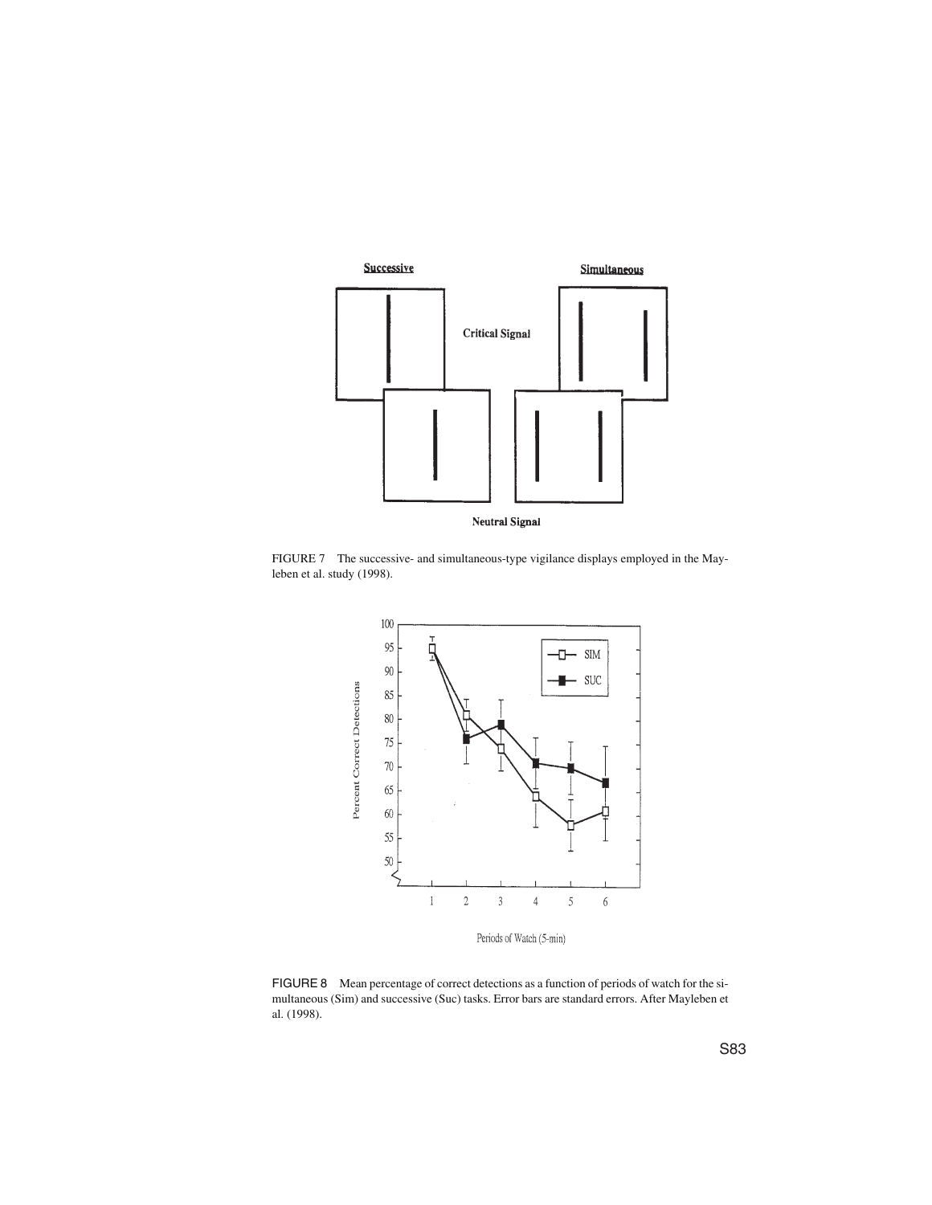FIGURE 7 The successive- and simultaneous-type vigilance displays employed in the Mayleben et al. study (1998).

FIGURE 8 Mean percentage of correct detections as a function of periods of watch for the simultaneous (Sim) and successive (Suc) tasks. Error bars are standard errors. After Mayleben et al. (1998).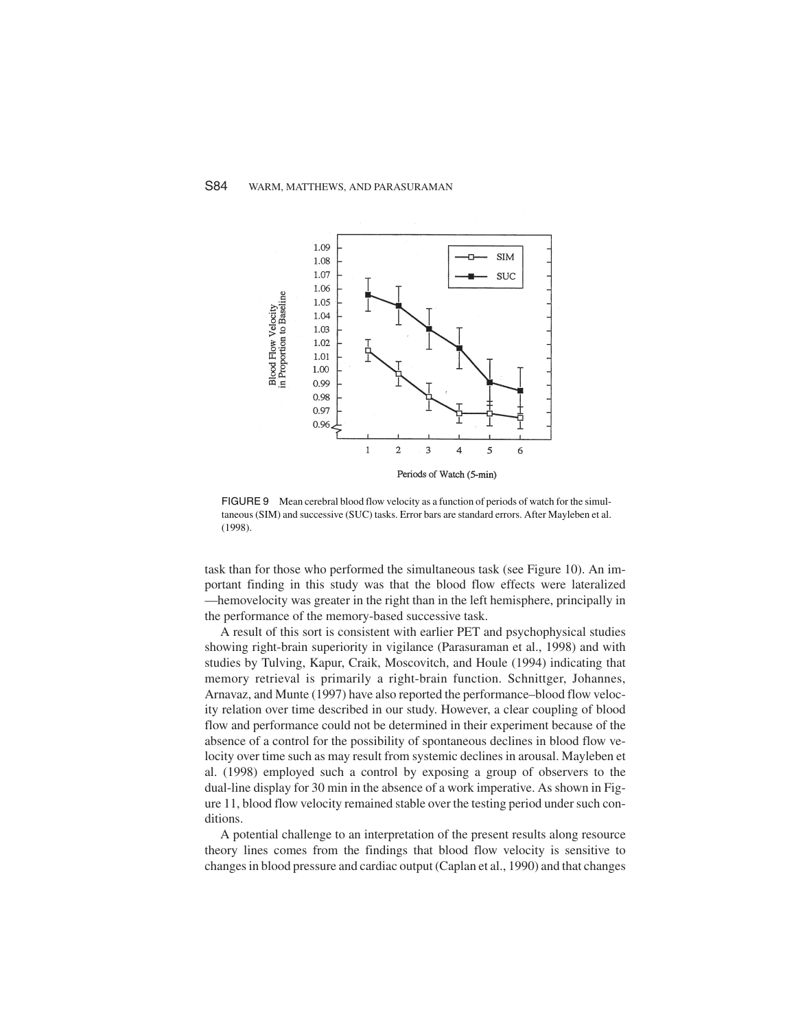FIGURE 9 Mean cerebral blood flow velocity as a function of periods of watch for the simultaneous (SIM) and successive (SUC) tasks. Error bars are standard errors. After Mayleben et al. (1998).

task than for those who performed the simultaneous task (see Figure 10). An important finding in this study was that the blood flow effects were lateralized —hemovelocity was greater in the right than in the left hemisphere, principally in the performance of the memory-based successive task.

A result of this sort is consistent with earlier PET and psychophysical studies showing right-brain superiority in vigilance (Parasuraman et al., 1998) and with studies by Tulving, Kapur, Craik, Moscovitch, and Houle (1994) indicating that memory retrieval is primarily a right-brain function. Schnittger, Johannes, Arnavaz, and Munte (1997) have also reported the performance–blood flow velocity relation over time described in our study. However, a clear coupling of blood flow and performance could not be determined in their experiment because of the absence of a control for the possibility of spontaneous declines in blood flow velocity over time such as may result from systemic declines in arousal. Mayleben et al. (1998) employed such a control by exposing a group of observers to the dual-line display for 30 min in the absence of a work imperative. As shown in Figure 11, blood flow velocity remained stable over the testing period under such conditions.

A potential challenge to an interpretation of the present results along resource theory lines comes from the findings that blood flow velocity is sensitive to changes in blood pressure and cardiac output (Caplan et al., 1990) and that changes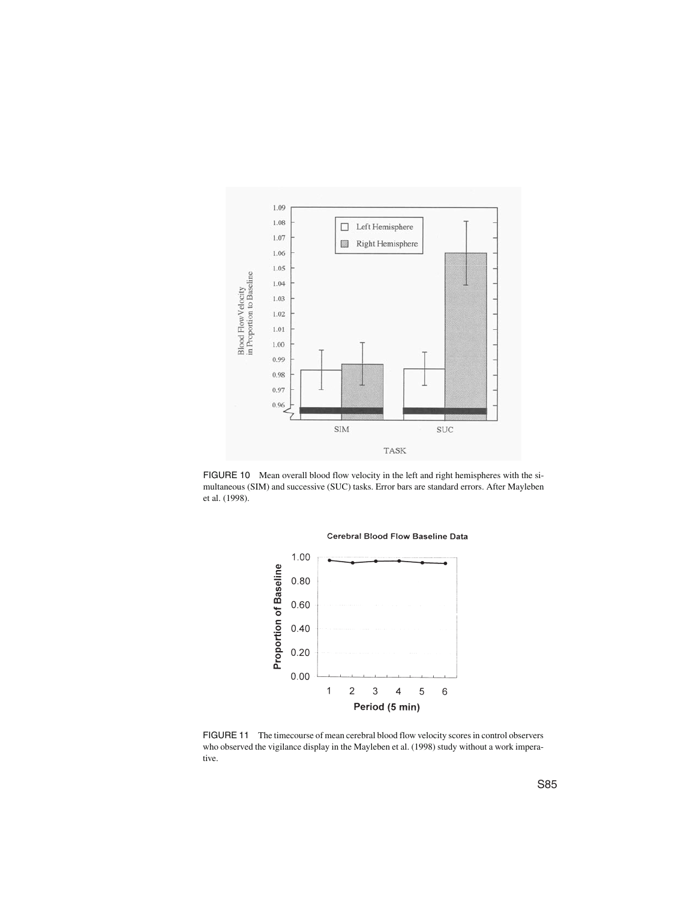FIGURE 10 Mean overall blood flow velocity in the left and right hemispheres with the simultaneous (SIM) and successive (SUC) tasks. Error bars are standard errors. After Mayleben et al. (1998).

FIGURE 11 The timecourse of mean cerebral blood flow velocity scores in control observers who observed the vigilance display in the Mayleben et al. (1998) study without a work imperative.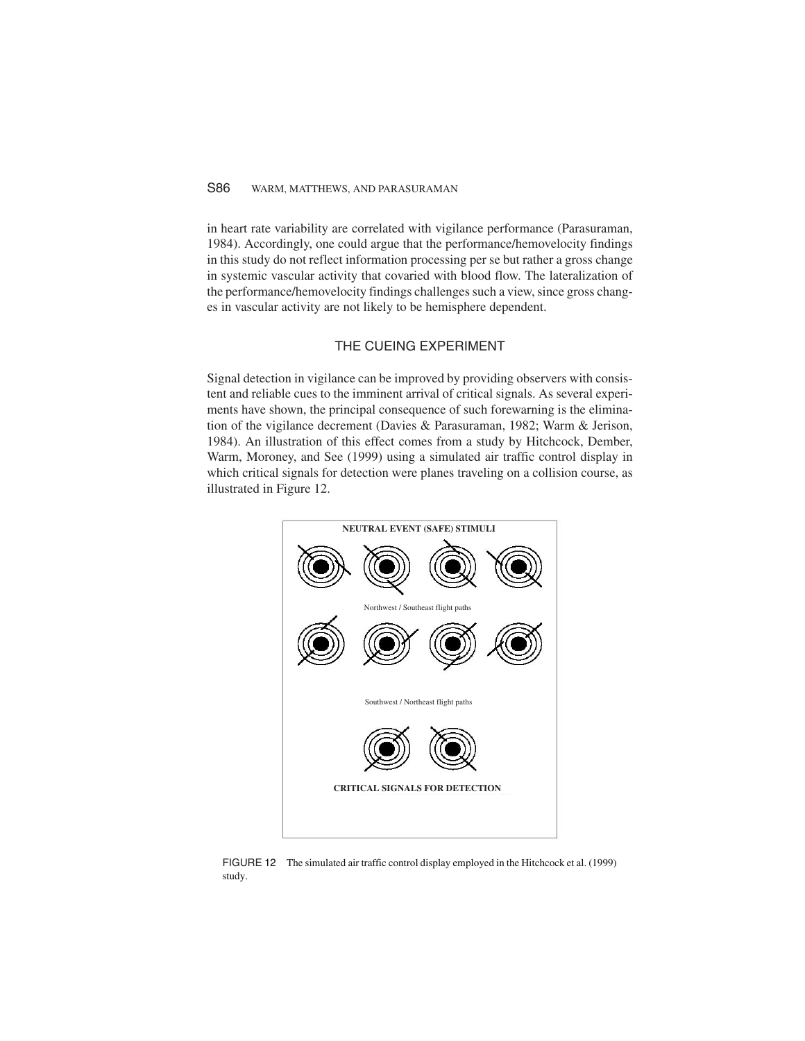in heart rate variability are correlated with vigilance performance (Parasuraman, 1984). Accordingly, one could argue that the performance/hemovelocity findings in this study do not reflect information processing per se but rather a gross change in systemic vascular activity that covaried with blood flow. The lateralization of the performance/hemovelocity findings challenges such a view, since gross changes in vascular activity are not likely to be hemisphere dependent.

## THE CUEING EXPERIMENT

Signal detection in vigilance can be improved by providing observers with consistent and reliable cues to the imminent arrival of critical signals. As several experiments have shown, the principal consequence of such forewarning is the elimination of the vigilance decrement (Davies & Parasuraman, 1982; Warm & Jerison, 1984). An illustration of this effect comes from a study by Hitchcock, Dember, Warm, Moroney, and See (1999) using a simulated air traffic control display in which critical signals for detection were planes traveling on a collision course, as illustrated in Figure 12.

NEUTRAL EVENT (SAFE) STIMULI

Northwest / Southeast flight paths

Southwest / Northeast flight paths

CRITICAL SIGNALS FOR DETECTION

FIGURE 12 The simulated air traffic control display employed in the Hitchcock et al. (1999) study.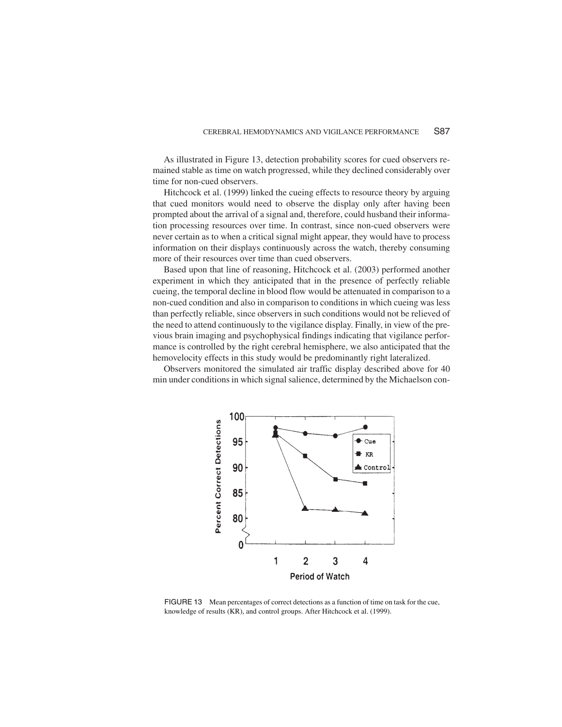As illustrated in Figure 13, detection probability scores for cued observers remained stable as time on watch progressed, while they declined considerably over time for non-cued observers.

Hitchcock et al. (1999) linked the cueing effects to resource theory by arguing that cued monitors would need to observe the display only after having been prompted about the arrival of a signal and, therefore, could husband their information processing resources over time. In contrast, since non-cued observers were never certain as to when a critical signal might appear, they would have to process information on their displays continuously across the watch, thereby consuming more of their resources over time than cued observers.

Based upon that line of reasoning, Hitchcock et al. (2003) performed another experiment in which they anticipated that in the presence of perfectly reliable cueing, the temporal decline in blood flow would be attenuated in comparison to a non-cued condition and also in comparison to conditions in which cueing was less than perfectly reliable, since observers in such conditions would not be relieved of the need to attend continuously to the vigilance display. Finally, in view of the previous brain imaging and psychophysical findings indicating that vigilance performance is controlled by the right cerebral hemisphere, we also anticipated that the hemovelocity effects in this study would be predominantly right lateralized.

Observers monitored the simulated air traffic display described above for 40 min under conditions in which signal salience, determined by the Michaelson con-

FIGURE 13 Mean percentages of correct detections as a function of time on task for the cue, knowledge of results (KR), and control groups. After Hitchcock et al. (1999).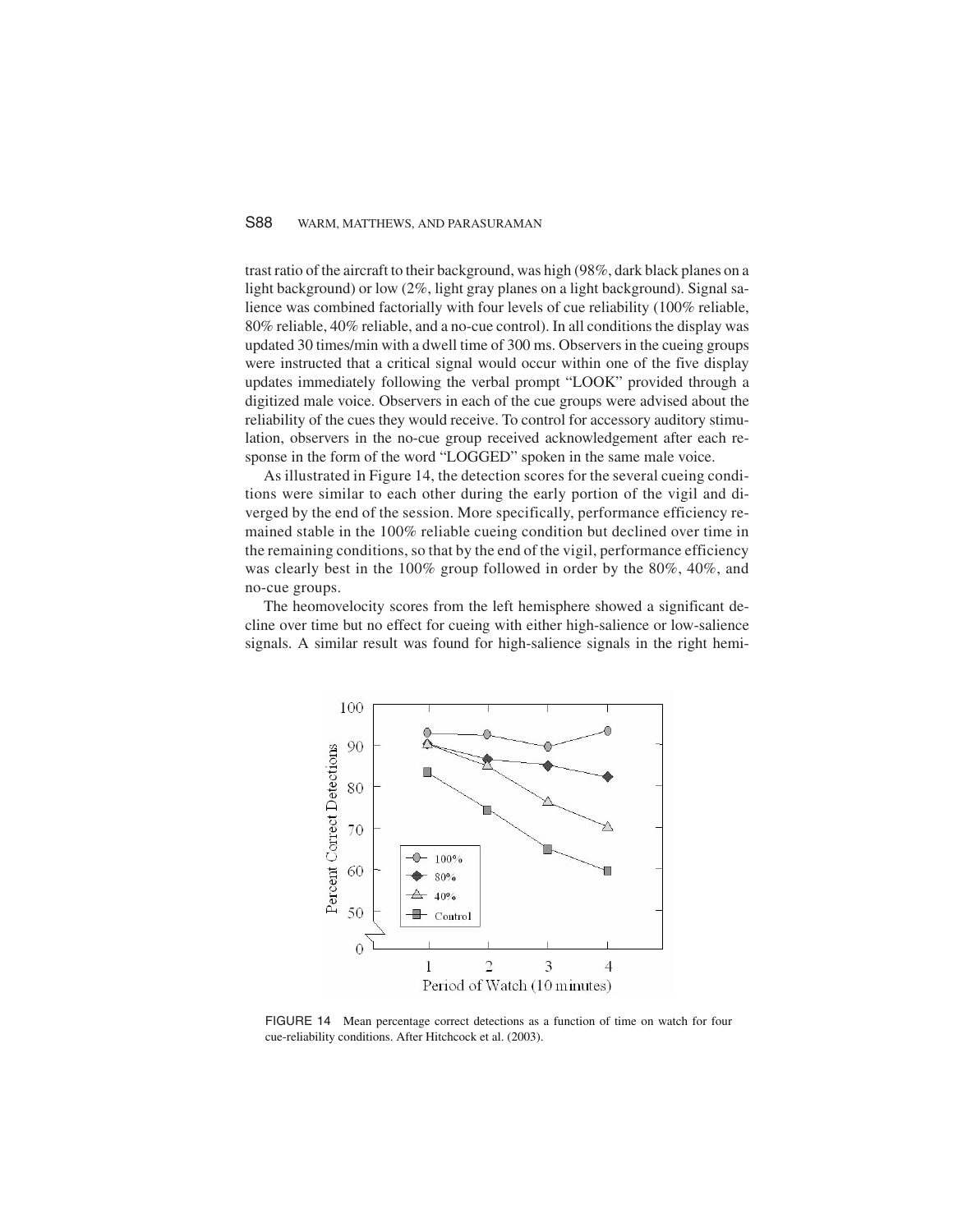trast ratio of the aircraft to their background, was high (98%, dark black planes on a light background) or low (2%, light gray planes on a light background). Signal salience was combined factorially with four levels of cue reliability (100% reliable, 80% reliable, 40% reliable, and a no-cue control). In all conditions the display was updated 30 times/min with a dwell time of 300 ms. Observers in the cueing groups were instructed that a critical signal would occur within one of the five display updates immediately following the verbal prompt "LOOK" provided through a digitized male voice. Observers in each of the cue groups were advised about the reliability of the cues they would receive. To control for accessory auditory stimulation, observers in the no-cue group received acknowledgement after each response in the form of the word "LOGGED" spoken in the same male voice.

As illustrated in Figure 14, the detection scores for the several cueing conditions were similar to each other during the early portion of the vigil and diverged by the end of the session. More specifically, performance efficiency remained stable in the 100% reliable cueing condition but declined over time in the remaining conditions, so that by the end of the vigil, performance efficiency was clearly best in the 100% group followed in order by the 80%, 40%, and no-cue groups.

The heomovelocity scores from the left hemisphere showed a significant decline over time but no effect for cueing with either high-salience or low-salience signals. A similar result was found for high-salience signals in the right hemi-

FIGURE 14 Mean percentage correct detections as a function of time on watch for four cue-reliability conditions. After Hitchcock et al. (2003).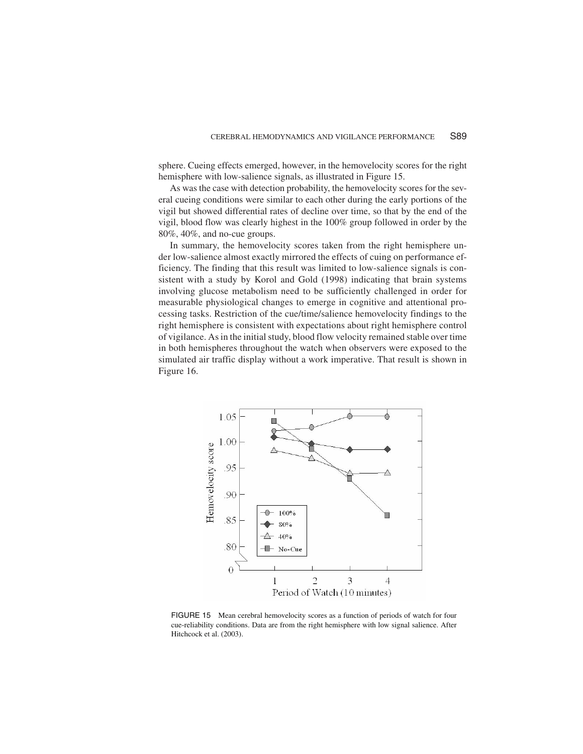sphere. Cueing effects emerged, however, in the hemovelocity scores for the right hemisphere with low-salience signals, as illustrated in Figure 15.

As was the case with detection probability, the hemovelocity scores for the several cueing conditions were similar to each other during the early portions of the vigil but showed differential rates of decline over time, so that by the end of the vigil, blood flow was clearly highest in the 100% group followed in order by the 80%, 40%, and no-cue groups.

In summary, the hemovelocity scores taken from the right hemisphere under low-salience almost exactly mirrored the effects of cuing on performance efficiency. The finding that this result was limited to low-salience signals is consistent with a study by Korol and Gold (1998) indicating that brain systems involving glucose metabolism need to be sufficiently challenged in order for measurable physiological changes to emerge in cognitive and attentional processing tasks. Restriction of the cue/time/salience hemovelocity findings to the right hemisphere is consistent with expectations about right hemisphere control of vigilance. As in the initial study, blood flow velocity remained stable over time in both hemispheres throughout the watch when observers were exposed to the simulated air traffic display without a work imperative. That result is shown in Figure 16.

FIGURE 15 Mean cerebral hemovelocity scores as a function of periods of watch for four cue-reliability conditions. Data are from the right hemisphere with low signal salience. After Hitchcock et al. (2003).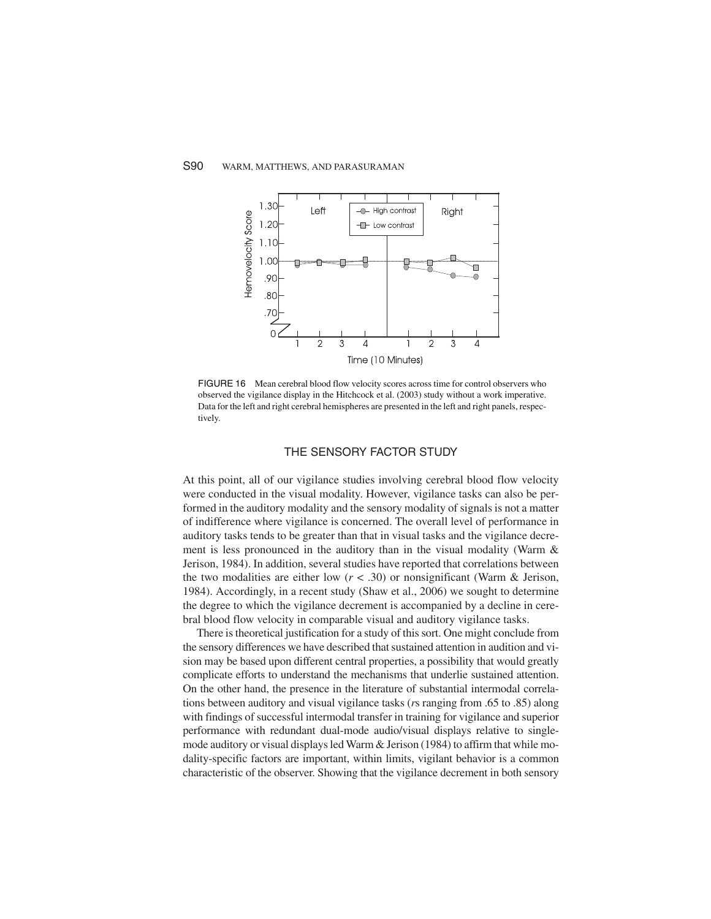FIGURE 16 Mean cerebral blood flow velocity scores across time for control observers who observed the vigilance display in the Hitchcock et al. (2003) study without a work imperative. Data for the left and right cerebral hemispheres are presented in the left and right panels, respectively.

## THE SENSORY FACTOR STUDY

At this point, all of our vigilance studies involving cerebral blood flow velocity were conducted in the visual modality. However, vigilance tasks can also be performed in the auditory modality and the sensory modality of signals is not a matter of indifference where vigilance is concerned. The overall level of performance in auditory tasks tends to be greater than that in visual tasks and the vigilance decrement is less pronounced in the auditory than in the visual modality (Warm & Jerison, 1984). In addition, several studies have reported that correlations between the two modalities are either low ($r < .30$) or nonsignificant (Warm & Jerison, 1984). Accordingly, in a recent study (Shaw et al., 2006) we sought to determine the degree to which the vigilance decrement is accompanied by a decline in cerebral blood flow velocity in comparable visual and auditory vigilance tasks.

There is theoretical justification for a study of this sort. One might conclude from the sensory differences we have described that sustained attention in audition and vision may be based upon different central properties, a possibility that would greatly complicate efforts to understand the mechanisms that underlie sustained attention. On the other hand, the presence in the literature of substantial intermodal correlations between auditory and visual vigilance tasks (*r*s ranging from .65 to .85) along with findings of successful intermodal transfer in training for vigilance and superior performance with redundant dual-mode audio/visual displays relative to single-mode auditory or visual displays led Warm & Jerison (1984) to affirm that while modality-specific factors are important, within limits, vigilant behavior is a common characteristic of the observer. Showing that the vigilance decrement in both sensory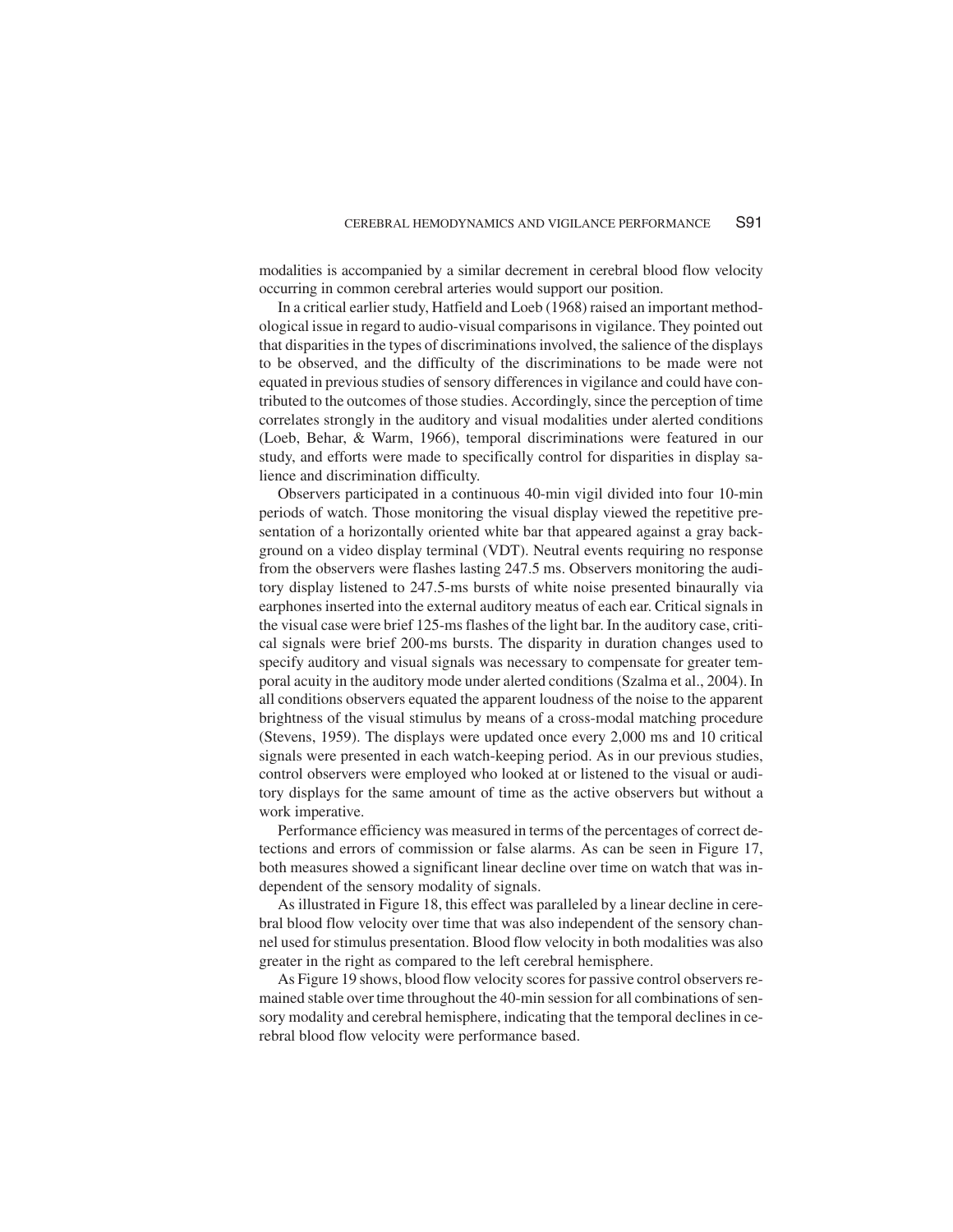modalities is accompanied by a similar decrement in cerebral blood flow velocity occurring in common cerebral arteries would support our position.

In a critical earlier study, Hatfield and Loeb (1968) raised an important methodological issue in regard to audio-visual comparisons in vigilance. They pointed out that disparities in the types of discriminations involved, the salience of the displays to be observed, and the difficulty of the discriminations to be made were not equated in previous studies of sensory differences in vigilance and could have contributed to the outcomes of those studies. Accordingly, since the perception of time correlates strongly in the auditory and visual modalities under alerted conditions (Loeb, Behar, & Warm, 1966), temporal discriminations were featured in our study, and efforts were made to specifically control for disparities in display salience and discrimination difficulty.

Observers participated in a continuous 40-min vigil divided into four 10-min periods of watch. Those monitoring the visual display viewed the repetitive presentation of a horizontally oriented white bar that appeared against a gray background on a video display terminal (VDT). Neutral events requiring no response from the observers were flashes lasting 247.5 ms. Observers monitoring the auditory display listened to 247.5-ms bursts of white noise presented binaurally via earphones inserted into the external auditory meatus of each ear. Critical signals in the visual case were brief 125-ms flashes of the light bar. In the auditory case, critical signals were brief 200-ms bursts. The disparity in duration changes used to specify auditory and visual signals was necessary to compensate for greater temporal acuity in the auditory mode under alerted conditions (Szalma et al., 2004). In all conditions observers equated the apparent loudness of the noise to the apparent brightness of the visual stimulus by means of a cross-modal matching procedure (Stevens, 1959). The displays were updated once every 2,000 ms and 10 critical signals were presented in each watch-keeping period. As in our previous studies, control observers were employed who looked at or listened to the visual or auditory displays for the same amount of time as the active observers but without a work imperative.

Performance efficiency was measured in terms of the percentages of correct detections and errors of commission or false alarms. As can be seen in Figure 17, both measures showed a significant linear decline over time on watch that was independent of the sensory modality of signals.

As illustrated in Figure 18, this effect was paralleled by a linear decline in cerebral blood flow velocity over time that was also independent of the sensory channel used for stimulus presentation. Blood flow velocity in both modalities was also greater in the right as compared to the left cerebral hemisphere.

As Figure 19 shows, blood flow velocity scores for passive control observers remained stable over time throughout the 40-min session for all combinations of sensory modality and cerebral hemisphere, indicating that the temporal declines in cerebral blood flow velocity were performance based.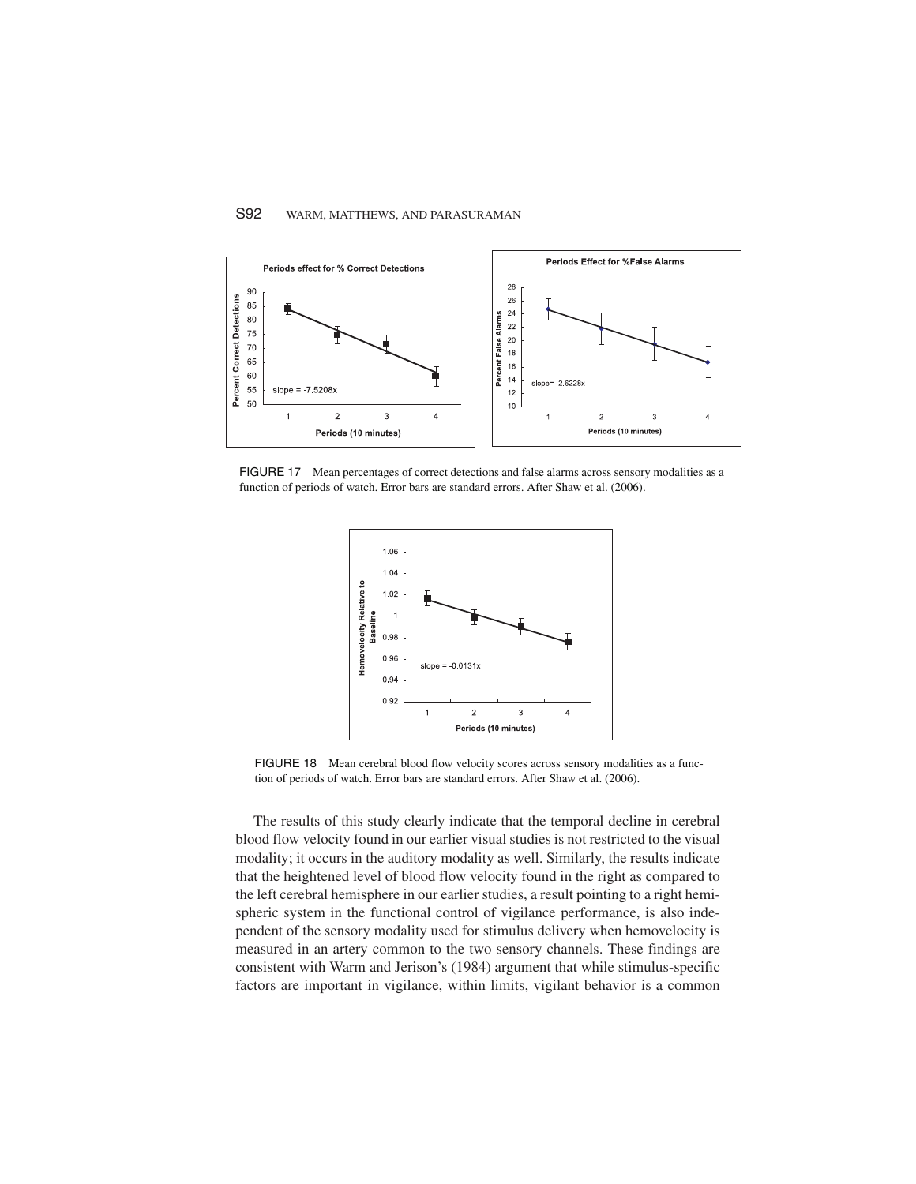FIGURE 17 Mean percentages of correct detections and false alarms across sensory modalities as a function of periods of watch. Error bars are standard errors. After Shaw et al. (2006).

FIGURE 18 Mean cerebral blood flow velocity scores across sensory modalities as a function of periods of watch. Error bars are standard errors. After Shaw et al. (2006).

The results of this study clearly indicate that the temporal decline in cerebral blood flow velocity found in our earlier visual studies is not restricted to the visual modality; it occurs in the auditory modality as well. Similarly, the results indicate that the heightened level of blood flow velocity found in the right as compared to the left cerebral hemisphere in our earlier studies, a result pointing to a right hemispheric system in the functional control of vigilance performance, is also independent of the sensory modality used for stimulus delivery when hemovelocity is measured in an artery common to the two sensory channels. These findings are consistent with Warm and Jerison's (1984) argument that while stimulus-specific factors are important in vigilance, within limits, vigilant behavior is a common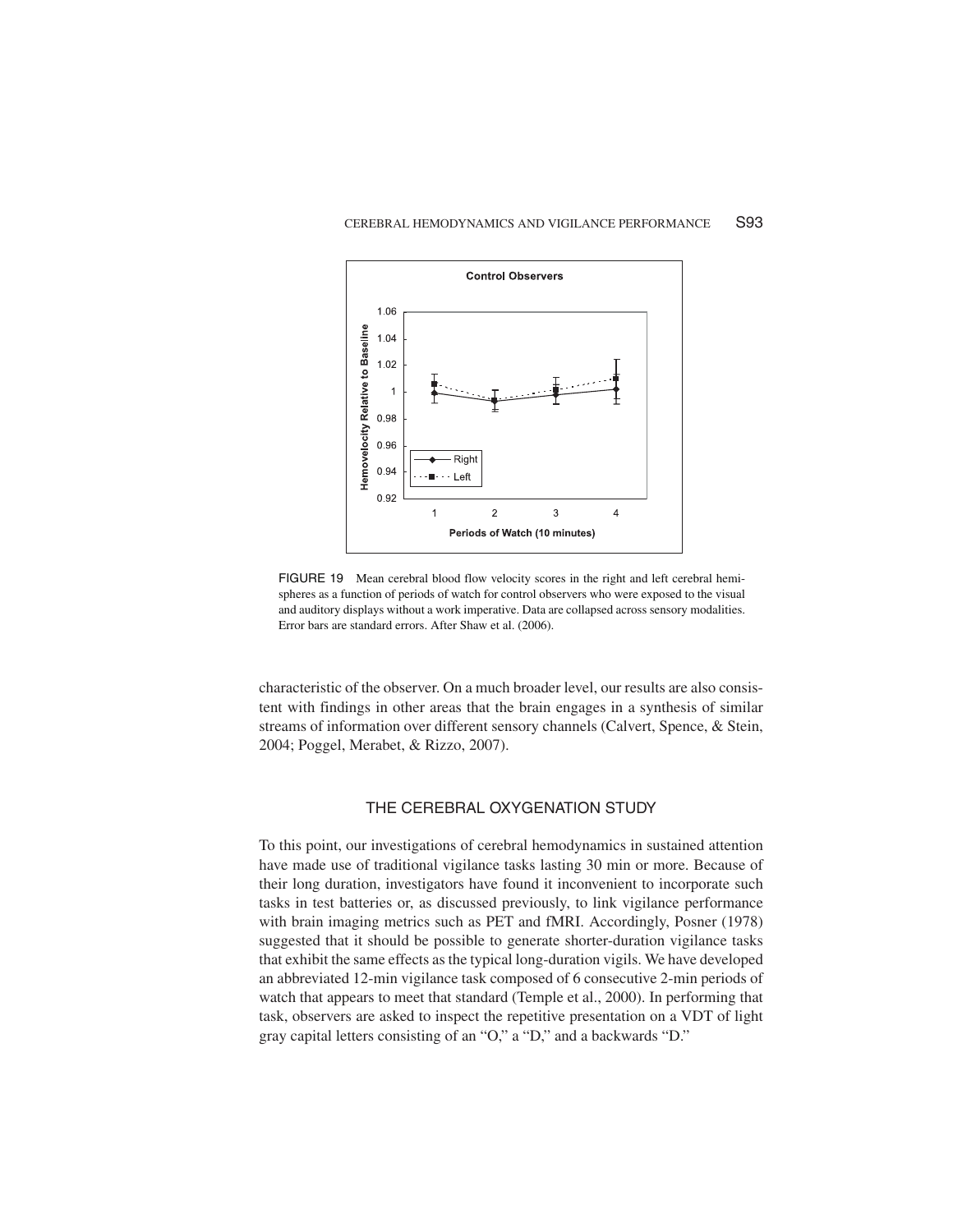FIGURE 19 Mean cerebral blood flow velocity scores in the right and left cerebral hemispheres as a function of periods of watch for control observers who were exposed to the visual and auditory displays without a work imperative. Data are collapsed across sensory modalities. Error bars are standard errors. After Shaw et al. (2006).

characteristic of the observer. On a much broader level, our results are also consistent with findings in other areas that the brain engages in a synthesis of similar streams of information over different sensory channels (Calvert, Spence, & Stein, 2004; Poggel, Merabet, & Rizzo, 2007).

## THE CEREBRAL OXYGENATION STUDY

To this point, our investigations of cerebral hemodynamics in sustained attention have made use of traditional vigilance tasks lasting 30 min or more. Because of their long duration, investigators have found it inconvenient to incorporate such tasks in test batteries or, as discussed previously, to link vigilance performance with brain imaging metrics such as PET and fMRI. Accordingly, Posner (1978) suggested that it should be possible to generate shorter-duration vigilance tasks that exhibit the same effects as the typical long-duration vigils. We have developed an abbreviated 12-min vigilance task composed of 6 consecutive 2-min periods of watch that appears to meet that standard (Temple et al., 2000). In performing that task, observers are asked to inspect the repetitive presentation on a VDT of light gray capital letters consisting of an "O," a "D," and a backwards "D."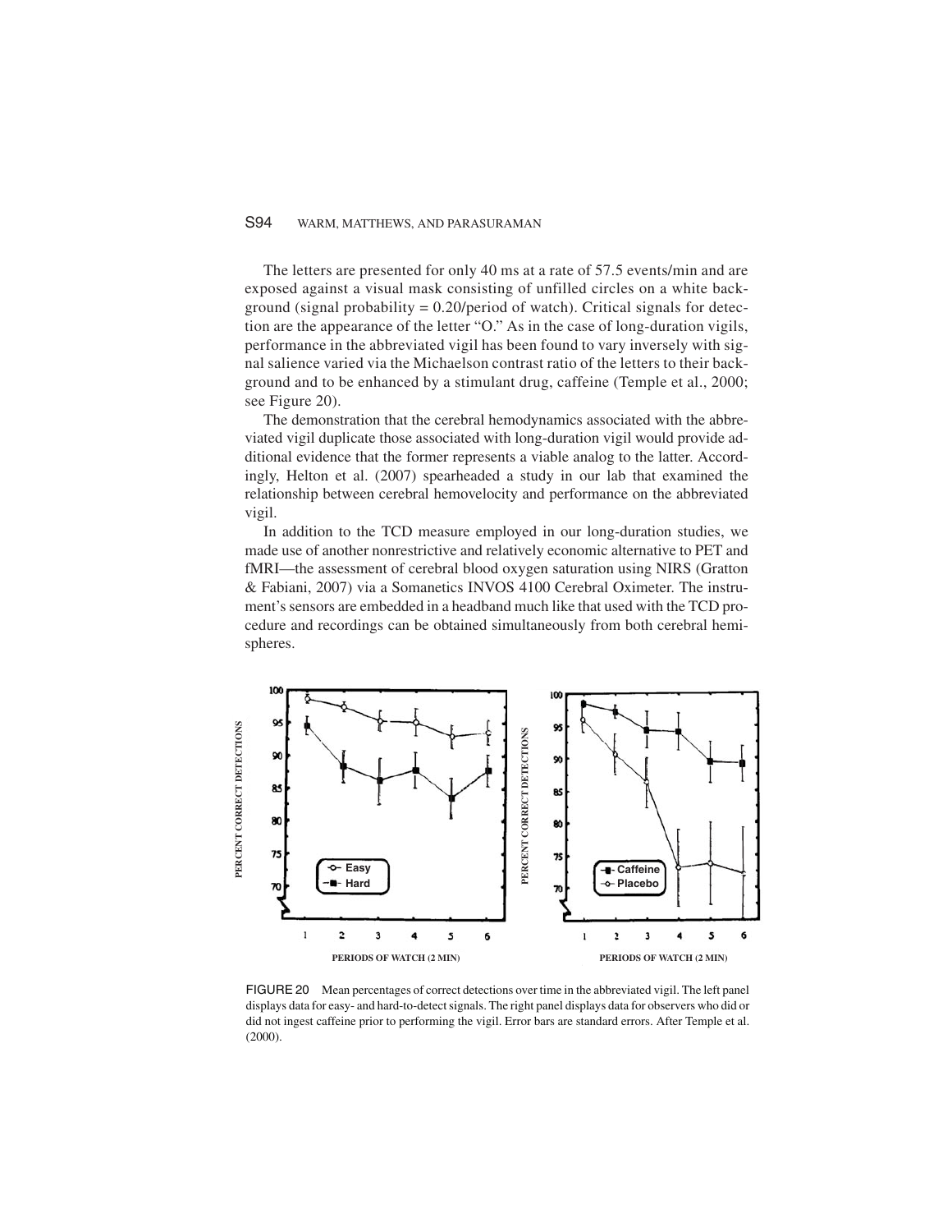The letters are presented for only 40 ms at a rate of 57.5 events/min and are exposed against a visual mask consisting of unfilled circles on a white background (signal probability = 0.20/period of watch). Critical signals for detection are the appearance of the letter "O." As in the case of long-duration vigils, performance in the abbreviated vigil has been found to vary inversely with signal salience varied via the Michaelson contrast ratio of the letters to their background and to be enhanced by a stimulant drug, caffeine (Temple et al., 2000; see Figure 20).

The demonstration that the cerebral hemodynamics associated with the abbreviated vigil duplicate those associated with long-duration vigil would provide additional evidence that the former represents a viable analog to the latter. Accordingly, Helton et al. (2007) spearheaded a study in our lab that examined the relationship between cerebral hemovelocity and performance on the abbreviated vigil.

In addition to the TCD measure employed in our long-duration studies, we made use of another nonrestrictive and relatively economic alternative to PET and fMRI—the assessment of cerebral blood oxygen saturation using NIRS (Gratton & Fabiani, 2007) via a Somanetics INVOS 4100 Cerebral Oximeter. The instrument's sensors are embedded in a headband much like that used with the TCD procedure and recordings can be obtained simultaneously from both cerebral hemispheres.

FIGURE 20 Mean percentages of correct detections over time in the abbreviated vigil. The left panel displays data for easy- and hard-to-detect signals. The right panel displays data for observers who did or did not ingest caffeine prior to performing the vigil. Error bars are standard errors. After Temple et al. (2000).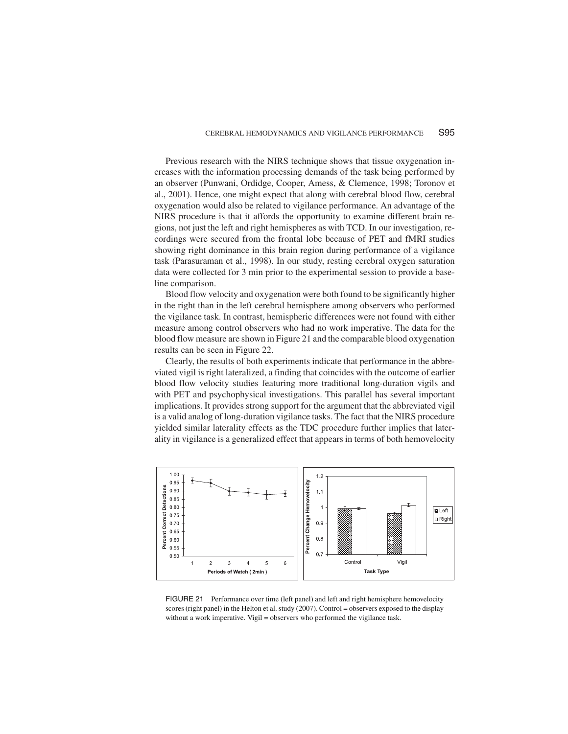Previous research with the NIRS technique shows that tissue oxygenation increases with the information processing demands of the task being performed by an observer (Punwani, Ordidge, Cooper, Amess, & Clemence, 1998; Toronov et al., 2001). Hence, one might expect that along with cerebral blood flow, cerebral oxygenation would also be related to vigilance performance. An advantage of the NIRS procedure is that it affords the opportunity to examine different brain regions, not just the left and right hemispheres as with TCD. In our investigation, recordings were secured from the frontal lobe because of PET and fMRI studies showing right dominance in this brain region during performance of a vigilance task (Parasuraman et al., 1998). In our study, resting cerebral oxygen saturation data were collected for 3 min prior to the experimental session to provide a baseline comparison.

Blood flow velocity and oxygenation were both found to be significantly higher in the right than in the left cerebral hemisphere among observers who performed the vigilance task. In contrast, hemispheric differences were not found with either measure among control observers who had no work imperative. The data for the blood flow measure are shown in Figure 21 and the comparable blood oxygenation results can be seen in Figure 22.

Clearly, the results of both experiments indicate that performance in the abbreviated vigil is right lateralized, a finding that coincides with the outcome of earlier blood flow velocity studies featuring more traditional long-duration vigils and with PET and psychophysical investigations. This parallel has several important implications. It provides strong support for the argument that the abbreviated vigil is a valid analog of long-duration vigilance tasks. The fact that the NIRS procedure yielded similar laterality effects as the TDC procedure further implies that laterality in vigilance is a generalized effect that appears in terms of both hemovelocity

FIGURE 21 Performance over time (left panel) and left and right hemisphere hemovelocity scores (right panel) in the Helton et al. study (2007). Control = observers exposed to the display without a work imperative. Vigil = observers who performed the vigilance task.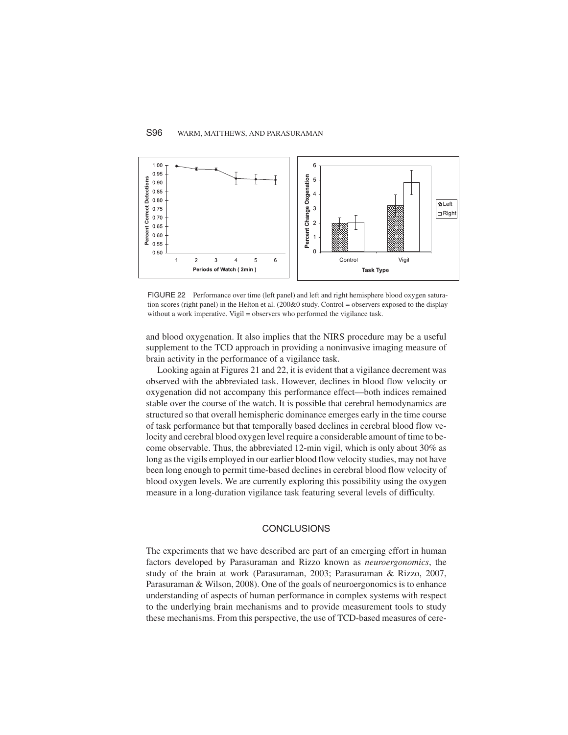FIGURE 22 Performance over time (left panel) and left and right hemisphere blood oxygen saturation scores (right panel) in the Helton et al. (200&0 study. Control = observers exposed to the display without a work imperative. Vigil = observers who performed the vigilance task.

and blood oxygenation. It also implies that the NIRS procedure may be a useful supplement to the TCD approach in providing a noninvasive imaging measure of brain activity in the performance of a vigilance task.

Looking again at Figures 21 and 22, it is evident that a vigilance decrement was observed with the abbreviated task. However, declines in blood flow velocity or oxygenation did not accompany this performance effect—both indices remained stable over the course of the watch. It is possible that cerebral hemodynamics are structured so that overall hemispheric dominance emerges early in the time course of task performance but that temporally based declines in cerebral blood flow velocity and cerebral blood oxygen level require a considerable amount of time to become observable. Thus, the abbreviated 12-min vigil, which is only about 30% as long as the vigils employed in our earlier blood flow velocity studies, may not have been long enough to permit time-based declines in cerebral blood flow velocity of blood oxygen levels. We are currently exploring this possibility using the oxygen measure in a long-duration vigilance task featuring several levels of difficulty.

## CONCLUSIONS

The experiments that we have described are part of an emerging effort in human factors developed by Parasuraman and Rizzo known as *neuroergonomics*, the study of the brain at work (Parasuraman, 2003; Parasuraman & Rizzo, 2007, Parasuraman & Wilson, 2008). One of the goals of neuroergonomics is to enhance understanding of aspects of human performance in complex systems with respect to the underlying brain mechanisms and to provide measurement tools to study these mechanisms. From this perspective, the use of TCD-based measures of cere-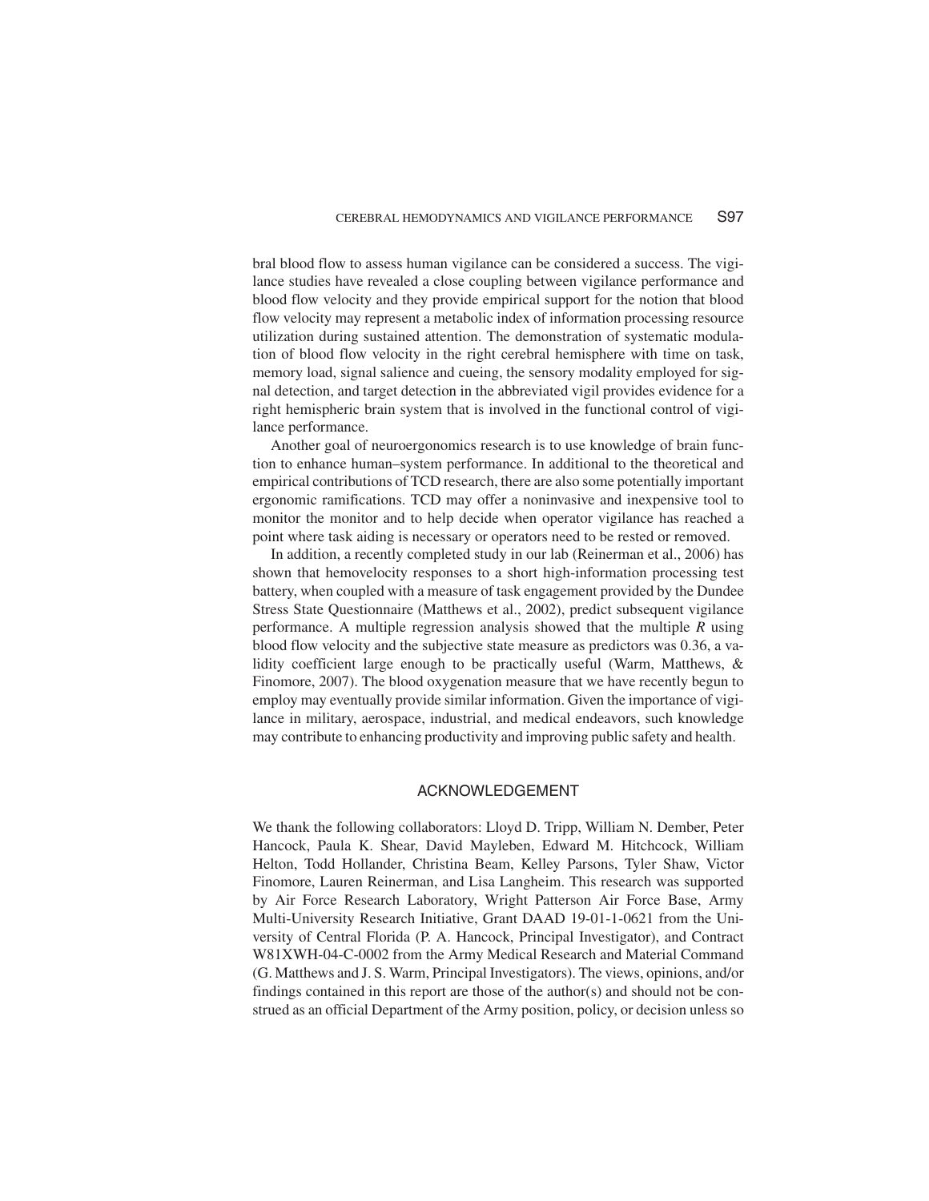bral blood flow to assess human vigilance can be considered a success. The vigilance studies have revealed a close coupling between vigilance performance and blood flow velocity and they provide empirical support for the notion that blood flow velocity may represent a metabolic index of information processing resource utilization during sustained attention. The demonstration of systematic modulation of blood flow velocity in the right cerebral hemisphere with time on task, memory load, signal salience and cueing, the sensory modality employed for signal detection, and target detection in the abbreviated vigil provides evidence for a right hemispheric brain system that is involved in the functional control of vigilance performance.

Another goal of neuroergonomics research is to use knowledge of brain function to enhance human–system performance. In additional to the theoretical and empirical contributions of TCD research, there are also some potentially important ergonomic ramifications. TCD may offer a noninvasive and inexpensive tool to monitor the monitor and to help decide when operator vigilance has reached a point where task aiding is necessary or operators need to be rested or removed.

In addition, a recently completed study in our lab (Reinerman et al., 2006) has shown that hemovelocity responses to a short high-information processing test battery, when coupled with a measure of task engagement provided by the Dundee Stress State Questionnaire (Matthews et al., 2002), predict subsequent vigilance performance. A multiple regression analysis showed that the multiple $R$ using blood flow velocity and the subjective state measure as predictors was 0.36, a validity coefficient large enough to be practically useful (Warm, Matthews, & Finomore, 2007). The blood oxygenation measure that we have recently begun to employ may eventually provide similar information. Given the importance of vigilance in military, aerospace, industrial, and medical endeavors, such knowledge may contribute to enhancing productivity and improving public safety and health.

## ACKNOWLEDGEMENT

We thank the following collaborators: Lloyd D. Tripp, William N. Dember, Peter Hancock, Paula K. Shear, David Mayleben, Edward M. Hitchcock, William Helton, Todd Hollander, Christina Beam, Kelley Parsons, Tyler Shaw, Victor Finomore, Lauren Reinerman, and Lisa Langheim. This research was supported by Air Force Research Laboratory, Wright Patterson Air Force Base, Army Multi-University Research Initiative, Grant DAAD 19-01-1-0621 from the University of Central Florida (P. A. Hancock, Principal Investigator), and Contract W81XWH-04-C-0002 from the Army Medical Research and Material Command (G. Matthews and J. S. Warm, Principal Investigators). The views, opinions, and/or findings contained in this report are those of the author(s) and should not be construed as an official Department of the Army position, policy, or decision unless so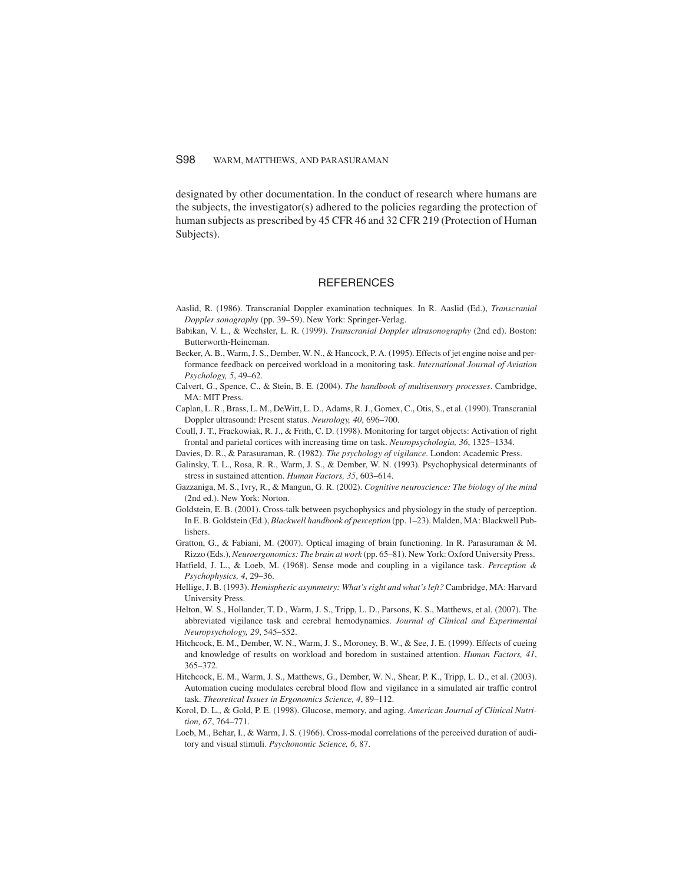designated by other documentation. In the conduct of research where humans are the subjects, the investigator(s) adhered to the policies regarding the protection of human subjects as prescribed by 45 CFR 46 and 32 CFR 219 (Protection of Human Subjects).

## REFERENCES

Aaslid, R. (1986). Transcranial Doppler examination techniques. In R. Aaslid (Ed.), *Transcranial Doppler sonography* (pp. 39–59). New York: Springer-Verlag.

Babikan, V. L., & Wechsler, L. R. (1999). *Transcranial Doppler ultrasonography* (2nd ed). Boston: Butterworth-Heineman.

Becker, A. B., Warm, J. S., Dember, W. N., & Hancock, P. A. (1995). Effects of jet engine noise and performance feedback on perceived workload in a monitoring task. *International Journal of Aviation Psychology, 5*, 49–62.

Calvert, G., Spence, C., & Stein, B. E. (2004). *The handbook of multisensory processes*. Cambridge, MA: MIT Press.

Caplan, L. R., Brass, L. M., DeWitt, L. D., Adams, R. J., Gomex, C., Otis, S., et al. (1990). Transcranial Doppler ultrasound: Present status. *Neurology, 40*, 696–700.

Coull, J. T., Frackowiak, R. J., & Frith, C. D. (1998). Monitoring for target objects: Activation of right frontal and parietal cortices with increasing time on task. *Neuropsychologia, 36*, 1325–1334.

Davies, D. R., & Parasuraman, R. (1982). *The psychology of vigilance*. London: Academic Press.

Galinsky, T. L., Rosa, R. R., Warm, J. S., & Dember, W. N. (1993). Psychophysical determinants of stress in sustained attention. *Human Factors, 35*, 603–614.

Gazzaniga, M. S., Ivry, R., & Mangun, G. R. (2002). *Cognitive neuroscience: The biology of the mind* (2nd ed.). New York: Norton.

Goldstein, E. B. (2001). Cross-talk between psychophysics and physiology in the study of perception. In E. B. Goldstein (Ed.), *Blackwell handbook of perception* (pp. 1–23). Malden, MA: Blackwell Publishers.

Gratton, G., & Fabiani, M. (2007). Optical imaging of brain functioning. In R. Parasuraman & M. Rizzo (Eds.), *Neuroergonomics: The brain at work* (pp. 65–81). New York: Oxford University Press.

Hatfield, J. L., & Loeb, M. (1968). Sense mode and coupling in a vigilance task. *Perception & Psychophysics, 4*, 29–36.

Hellige, J. B. (1993). *Hemispheric asymmetry: What's right and what's left?* Cambridge, MA: Harvard University Press.

Helton, W. S., Hollander, T. D., Warm, J. S., Tripp, L. D., Parsons, K. S., Matthews, et al. (2007). The abbreviated vigilance task and cerebral hemodynamics. *Journal of Clinical and Experimental Neuropsychology, 29*, 545–552.

Hitchcock, E. M., Dember, W. N., Warm, J. S., Moroney, B. W., & See, J. E. (1999). Effects of cueing and knowledge of results on workload and boredom in sustained attention. *Human Factors, 41*, 365–372.

Hitchcock, E. M., Warm, J. S., Matthews, G., Dember, W. N., Shear, P. K., Tripp, L. D., et al. (2003). Automation cueing modulates cerebral blood flow and vigilance in a simulated air traffic control task. *Theoretical Issues in Ergonomics Science, 4*, 89–112.

Korol, D. L., & Gold, P. E. (1998). Glucose, memory, and aging. *American Journal of Clinical Nutrition, 67*, 764–771.

Loeb, M., Behar, I., & Warm, J. S. (1966). Cross-modal correlations of the perceived duration of auditory and visual stimuli. *Psychonomic Science, 6*, 87.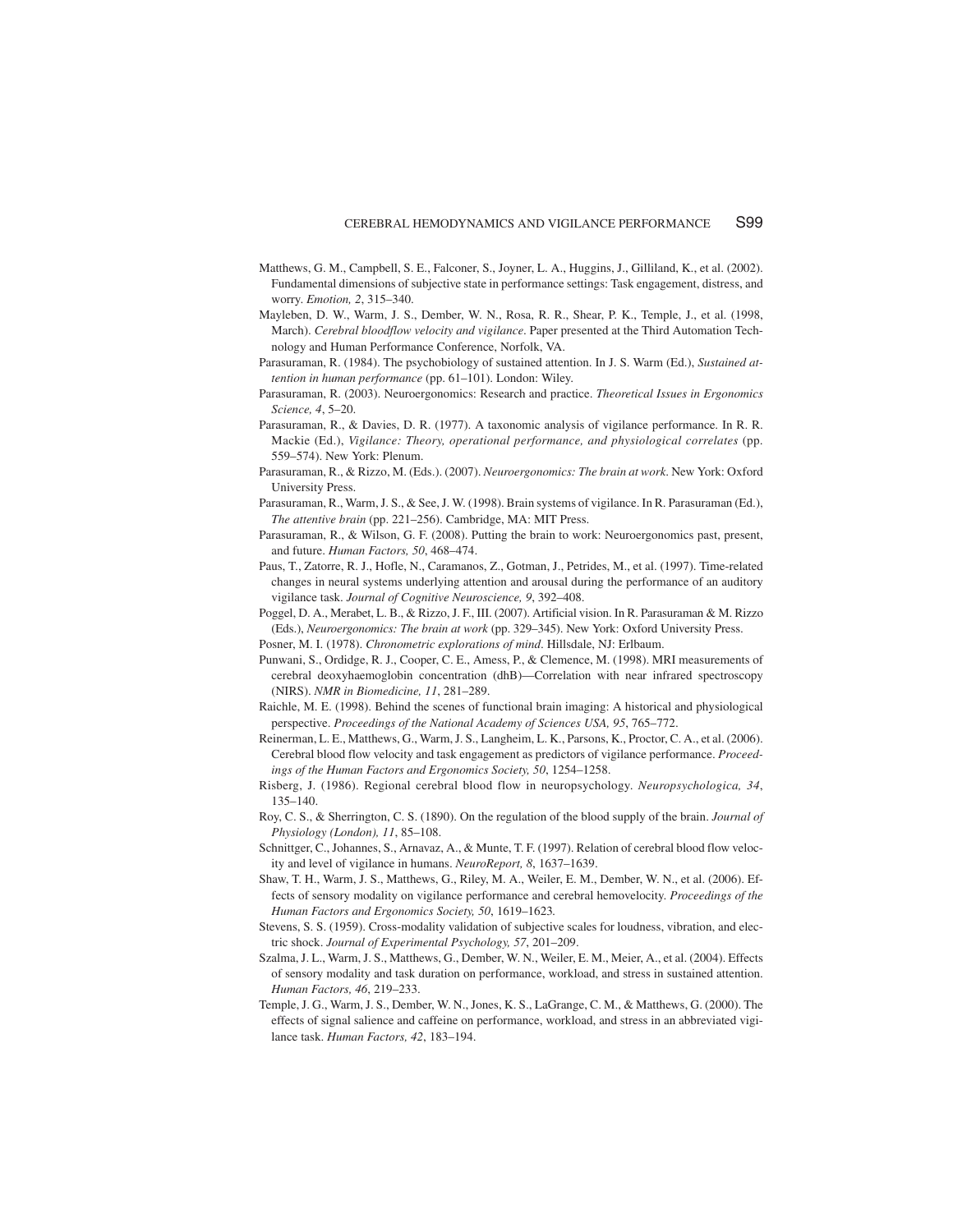Matthews, G. M., Campbell, S. E., Falconer, S., Joyner, L. A., Huggins, J., Gilliland, K., et al. (2002). Fundamental dimensions of subjective state in performance settings: Task engagement, distress, and worry. *Emotion, 2*, 315–340.

Mayleben, D. W., Warm, J. S., Dember, W. N., Rosa, R. R., Shear, P. K., Temple, J., et al. (1998, March). *Cerebral bloodflow velocity and vigilance*. Paper presented at the Third Automation Technology and Human Performance Conference, Norfolk, VA.

Parasuraman, R. (1984). The psychobiology of sustained attention. In J. S. Warm (Ed.), *Sustained attention in human performance* (pp. 61–101). London: Wiley.

Parasuraman, R. (2003). Neuroergonomics: Research and practice. *Theoretical Issues in Ergonomics Science, 4*, 5–20.

Parasuraman, R., & Davies, D. R. (1977). A taxonomic analysis of vigilance performance. In R. R. Mackie (Ed.), *Vigilance: Theory, operational performance, and physiological correlates* (pp. 559–574). New York: Plenum.

Parasuraman, R., & Rizzo, M. (Eds.). (2007). *Neuroergonomics: The brain at work*. New York: Oxford University Press.

Parasuraman, R., Warm, J. S., & See, J. W. (1998). Brain systems of vigilance. In R. Parasuraman (Ed.), *The attentive brain* (pp. 221–256). Cambridge, MA: MIT Press.

Parasuraman, R., & Wilson, G. F. (2008). Putting the brain to work: Neuroergonomics past, present, and future. *Human Factors, 50*, 468–474.

Paus, T., Zatorre, R. J., Hofle, N., Caramanos, Z., Gotman, J., Petrides, M., et al. (1997). Time-related changes in neural systems underlying attention and arousal during the performance of an auditory vigilance task. *Journal of Cognitive Neuroscience, 9*, 392–408.

Poggel, D. A., Merabet, L. B., & Rizzo, J. F., III. (2007). Artificial vision. In R. Parasuraman & M. Rizzo (Eds.), *Neuroergonomics: The brain at work* (pp. 329–345). New York: Oxford University Press.

Posner, M. I. (1978). *Chronometric explorations of mind*. Hillsdale, NJ: Erlbaum.

Punwani, S., Ordidge, R. J., Cooper, C. E., Amess, P., & Clemence, M. (1998). MRI measurements of cerebral deoxyhaemoglobin concentration (dhB)—Correlation with near infrared spectroscopy (NIRS). *NMR in Biomedicine, 11*, 281–289.

Raichle, M. E. (1998). Behind the scenes of functional brain imaging: A historical and physiological perspective. *Proceedings of the National Academy of Sciences USA, 95*, 765–772.

Reinerman, L. E., Matthews, G., Warm, J. S., Langheim, L. K., Parsons, K., Proctor, C. A., et al. (2006). Cerebral blood flow velocity and task engagement as predictors of vigilance performance. *Proceedings of the Human Factors and Ergonomics Society, 50*, 1254–1258.

Risberg, J. (1986). Regional cerebral blood flow in neuropsychology. *Neuropsychologica, 34*, 135–140.

Roy, C. S., & Sherrington, C. S. (1890). On the regulation of the blood supply of the brain. *Journal of Physiology (London), 11*, 85–108.

Schnittger, C., Johannes, S., Arnavaz, A., & Munte, T. F. (1997). Relation of cerebral blood flow velocity and level of vigilance in humans. *NeuroReport, 8*, 1637–1639.

Shaw, T. H., Warm, J. S., Matthews, G., Riley, M. A., Weiler, E. M., Dember, W. N., et al. (2006). Effects of sensory modality on vigilance performance and cerebral hemovelocity. *Proceedings of the Human Factors and Ergonomics Society, 50*, 1619–1623.

Stevens, S. S. (1959). Cross-modality validation of subjective scales for loudness, vibration, and electric shock. *Journal of Experimental Psychology, 57*, 201–209.

Szalma, J. L., Warm, J. S., Matthews, G., Dember, W. N., Weiler, E. M., Meier, A., et al. (2004). Effects of sensory modality and task duration on performance, workload, and stress in sustained attention. *Human Factors, 46*, 219–233.

Temple, J. G., Warm, J. S., Dember, W. N., Jones, K. S., LaGrange, C. M., & Matthews, G. (2000). The effects of signal salience and caffeine on performance, workload, and stress in an abbreviated vigilance task. *Human Factors, 42*, 183–194.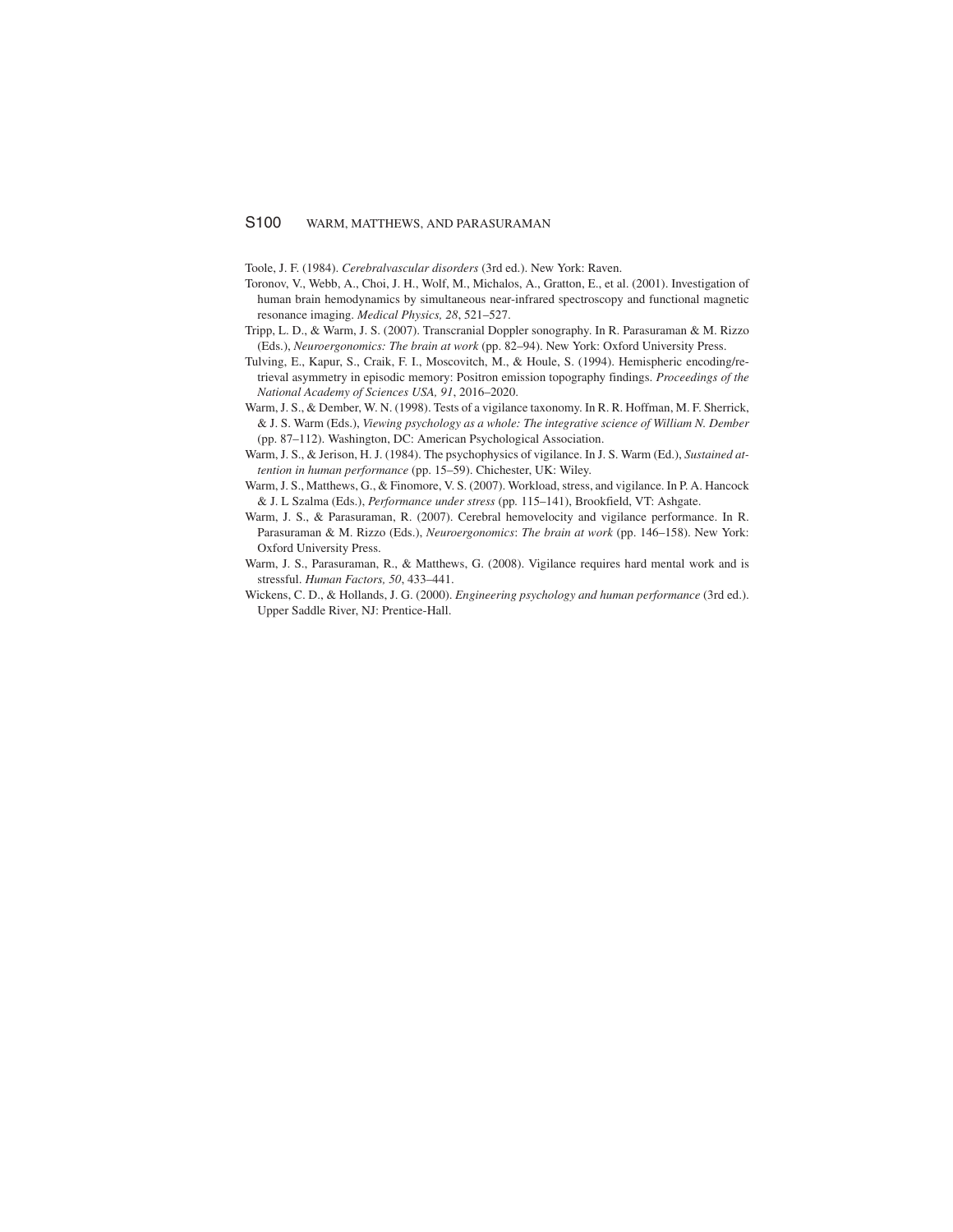Toole, J. F. (1984). *Cerebralvascular disorders* (3rd ed.). New York: Raven.

Toronov, V., Webb, A., Choi, J. H., Wolf, M., Michalos, A., Gratton, E., et al. (2001). Investigation of human brain hemodynamics by simultaneous near-infrared spectroscopy and functional magnetic resonance imaging. *Medical Physics, 28*, 521–527.

Tripp, L. D., & Warm, J. S. (2007). Transcranial Doppler sonography. In R. Parasuraman & M. Rizzo (Eds.), *Neuroergonomics: The brain at work* (pp. 82–94). New York: Oxford University Press.

Tulving, E., Kapur, S., Craik, F. I., Moscovitch, M., & Houle, S. (1994). Hemispheric encoding/retrieval asymmetry in episodic memory: Positron emission topography findings. *Proceedings of the National Academy of Sciences USA, 91*, 2016–2020.

Warm, J. S., & Dember, W. N. (1998). Tests of a vigilance taxonomy. In R. R. Hoffman, M. F. Sherrick, & J. S. Warm (Eds.), *Viewing psychology as a whole: The integrative science of William N. Dember* (pp. 87–112). Washington, DC: American Psychological Association.

Warm, J. S., & Jerison, H. J. (1984). The psychophysics of vigilance. In J. S. Warm (Ed.), *Sustained attention in human performance* (pp. 15–59). Chichester, UK: Wiley.

Warm, J. S., Matthews, G., & Finomore, V. S. (2007). Workload, stress, and vigilance. In P. A. Hancock & J. L Szalma (Eds.), *Performance under stress* (pp. 115–141), Brookfield, VT: Ashgate.

Warm, J. S., & Parasuraman, R. (2007). Cerebral hemovelocity and vigilance performance. In R. Parasuraman & M. Rizzo (Eds.), *Neuroergonomics*: *The brain at work* (pp. 146–158). New York: Oxford University Press.

Warm, J. S., Parasuraman, R., & Matthews, G. (2008). Vigilance requires hard mental work and is stressful. *Human Factors, 50*, 433–441.

Wickens, C. D., & Hollands, J. G. (2000). *Engineering psychology and human performance* (3rd ed.). Upper Saddle River, NJ: Prentice-Hall.